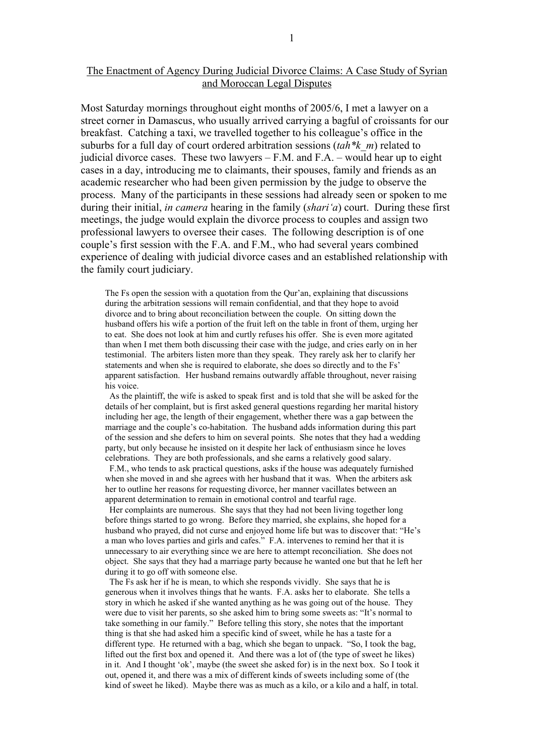The Enactment of Agency During Judicial Divorce Claims: A Case Study of Syrian and Moroccan Legal Disputes

Most Saturday mornings throughout eight months of 2005/6, I met a lawyer on a street corner in Damascus, who usually arrived carrying a bagful of croissants for our breakfast. Catching a taxi, we travelled together to his colleague's office in the suburbs for a full day of court ordered arbitration sessions (*tah*k_m*) related to judicial divorce cases. These two lawyers – F.M. and F.A. – would hear up to eight cases in a day, introducing me to claimants, their spouses, family and friends as an academic researcher who had been given permission by the judge to observe the process. Many of the participants in these sessions had already seen or spoken to me during their initial, *in camera* hearing in the family (*shari'a*) court. During these first meetings, the judge would explain the divorce process to couples and assign two professional lawyers to oversee their cases. The following description is of one couple's first session with the F.A. and F.M., who had several years combined experience of dealing with judicial divorce cases and an established relationship with the family court judiciary.

> The Fs open the session with a quotation from the Qur'an, explaining that discussions during the arbitration sessions will remain confidential, and that they hope to avoid divorce and to bring about reconciliation between the couple. On sitting down the husband offers his wife a portion of the fruit left on the table in front of them, urging her to eat. She does not look at him and curtly refuses his offer. She is even more agitated than when I met them both discussing their case with the judge, and cries early on in her testimonial. The arbiters listen more than they speak. They rarely ask her to clarify her statements and when she is required to elaborate, she does so directly and to the Fs' apparent satisfaction. Her husband remains outwardly affable throughout, never raising his voice.
>
> As the plaintiff, the wife is asked to speak first and is told that she will be asked for the details of her complaint, but is first asked general questions regarding her marital history including her age, the length of their engagement, whether there was a gap between the marriage and the couple's co-habitation. The husband adds information during this part of the session and she defers to him on several points. She notes that they had a wedding party, but only because he insisted on it despite her lack of enthusiasm since he loves celebrations. They are both professionals, and she earns a relatively good salary.
>
> F.M., who tends to ask practical questions, asks if the house was adequately furnished when she moved in and she agrees with her husband that it was. When the arbiters ask her to outline her reasons for requesting divorce, her manner vacillates between an apparent determination to remain in emotional control and tearful rage.
>
> Her complaints are numerous. She says that they had not been living together long before things started to go wrong. Before they married, she explains, she hoped for a husband who prayed, did not curse and enjoyed home life but was to discover that: "He's a man who loves parties and girls and cafes." F.A. intervenes to remind her that it is unnecessary to air everything since we are here to attempt reconciliation. She does not object. She says that they had a marriage party because he wanted one but that he left her during it to go off with someone else.
>
> The Fs ask her if he is mean, to which she responds vividly. She says that he is generous when it involves things that he wants. F.A. asks her to elaborate. She tells a story in which he asked if she wanted anything as he was going out of the house. They were due to visit her parents, so she asked him to bring some sweets as: "It's normal to take something in our family." Before telling this story, she notes that the important thing is that she had asked him a specific kind of sweet, while he has a taste for a different type. He returned with a bag, which she began to unpack. "So, I took the bag, lifted out the first box and opened it. And there was a lot of (the type of sweet he likes) in it. And I thought 'ok', maybe (the sweet she asked for) is in the next box. So I took it out, opened it, and there was a mix of different kinds of sweets including some of (the kind of sweet he liked). Maybe there was as much as a kilo, or a kilo and a half, in total.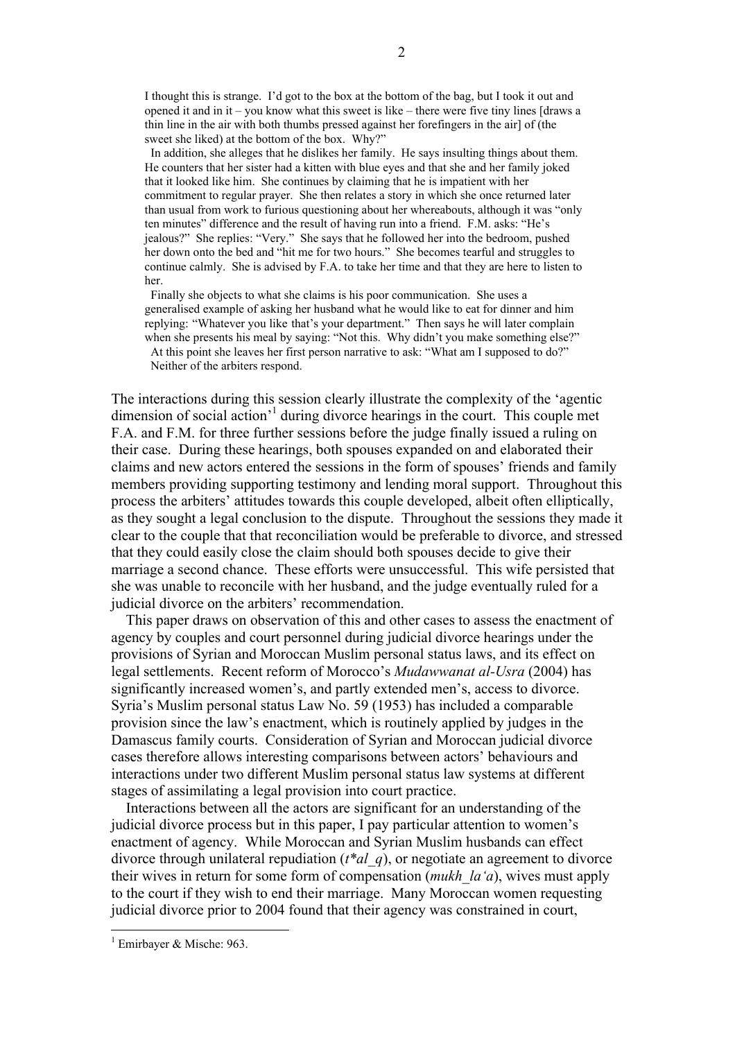> I thought this is strange. I'd got to the box at the bottom of the bag, but I took it out and opened it and in it – you know what this sweet is like – there were five tiny lines [draws a thin line in the air with both thumbs pressed against her forefingers in the air] of (the sweet she liked) at the bottom of the box. Why?"
>
> In addition, she alleges that he dislikes her family. He says insulting things about them. He counters that her sister had a kitten with blue eyes and that she and her family joked that it looked like him. She continues by claiming that he is impatient with her commitment to regular prayer. She then relates a story in which she once returned later than usual from work to furious questioning about her whereabouts, although it was "only ten minutes" difference and the result of having run into a friend. F.M. asks: "He's jealous?" She replies: "Very." She says that he followed her into the bedroom, pushed her down onto the bed and "hit me for two hours." She becomes tearful and struggles to continue calmly. She is advised by F.A. to take her time and that they are here to listen to her.
>
> Finally she objects to what she claims is his poor communication. She uses a generalised example of asking her husband what he would like to eat for dinner and him replying: "Whatever you like that's your department." Then says he will later complain when she presents his meal by saying: "Not this. Why didn't you make something else?"
>
> At this point she leaves her first person narrative to ask: "What am I supposed to do?"
>
> Neither of the arbiters respond.

The interactions during this session clearly illustrate the complexity of the 'agentic dimension of social action'[1] during divorce hearings in the court. This couple met F.A. and F.M. for three further sessions before the judge finally issued a ruling on their case. During these hearings, both spouses expanded on and elaborated their claims and new actors entered the sessions in the form of spouses' friends and family members providing supporting testimony and lending moral support. Throughout this process the arbiters' attitudes towards this couple developed, albeit often elliptically, as they sought a legal conclusion to the dispute. Throughout the sessions they made it clear to the couple that that reconciliation would be preferable to divorce, and stressed that they could easily close the claim should both spouses decide to give their marriage a second chance. These efforts were unsuccessful. This wife persisted that she was unable to reconcile with her husband, and the judge eventually ruled for a judicial divorce on the arbiters' recommendation.

This paper draws on observation of this and other cases to assess the enactment of agency by couples and court personnel during judicial divorce hearings under the provisions of Syrian and Moroccan Muslim personal status laws, and its effect on legal settlements. Recent reform of Morocco's *Mudawwanat al-Usra* (2004) has significantly increased women's, and partly extended men's, access to divorce. Syria's Muslim personal status Law No. 59 (1953) has included a comparable provision since the law's enactment, which is routinely applied by judges in the Damascus family courts. Consideration of Syrian and Moroccan judicial divorce cases therefore allows interesting comparisons between actors' behaviours and interactions under two different Muslim personal status law systems at different stages of assimilating a legal provision into court practice.

Interactions between all the actors are significant for an understanding of the judicial divorce process but in this paper, I pay particular attention to women's enactment of agency. While Moroccan and Syrian Muslim husbands can effect divorce through unilateral repudiation (*t*al_q*), or negotiate an agreement to divorce their wives in return for some form of compensation (*mukh_la'a*), wives must apply to the court if they wish to end their marriage. Many Moroccan women requesting judicial divorce prior to 2004 found that their agency was constrained in court,

[1] Emirbayer & Mische: 963.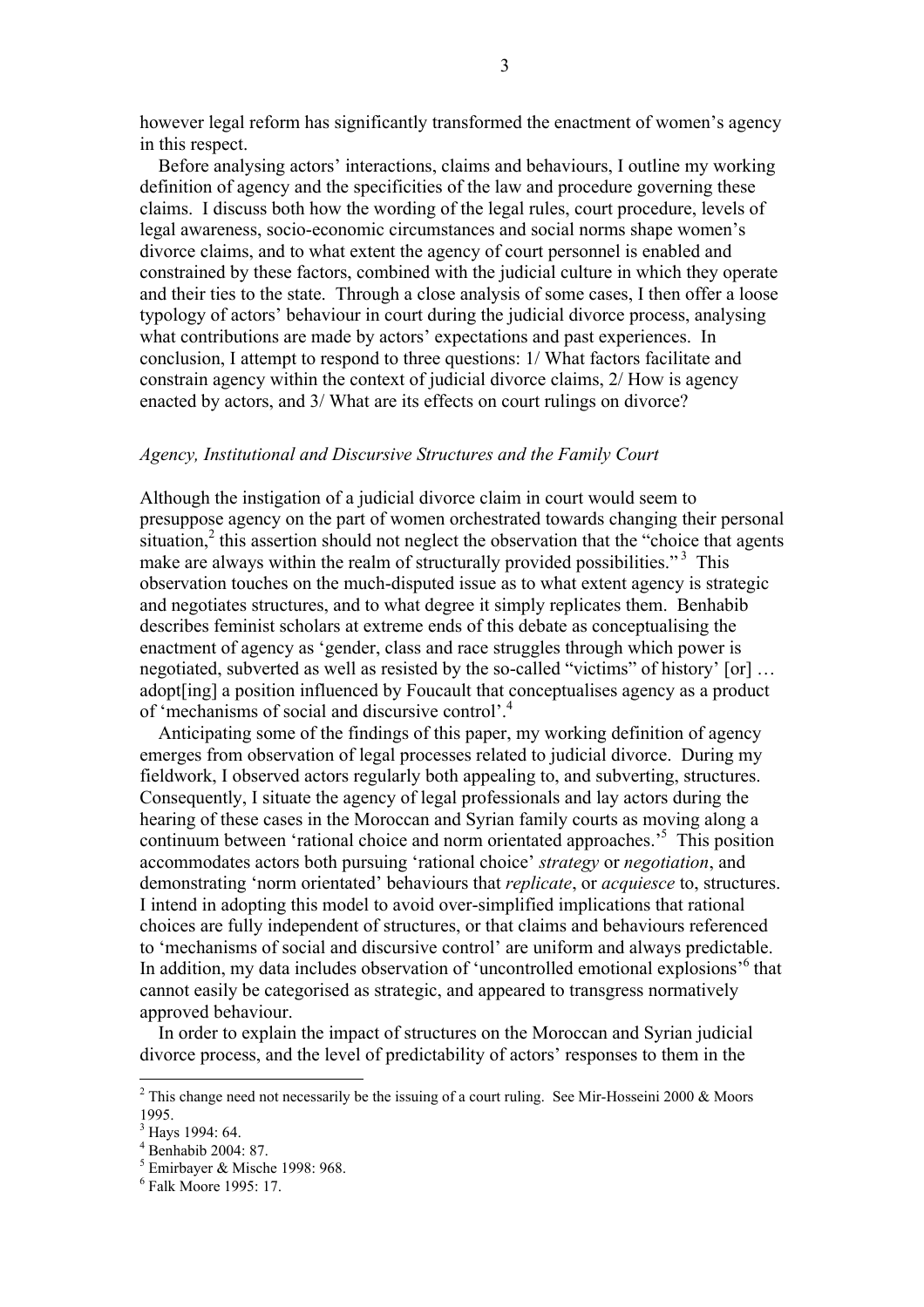however legal reform has significantly transformed the enactment of women's agency in this respect.

Before analysing actors' interactions, claims and behaviours, I outline my working definition of agency and the specificities of the law and procedure governing these claims. I discuss both how the wording of the legal rules, court procedure, levels of legal awareness, socio-economic circumstances and social norms shape women's divorce claims, and to what extent the agency of court personnel is enabled and constrained by these factors, combined with the judicial culture in which they operate and their ties to the state. Through a close analysis of some cases, I then offer a loose typology of actors' behaviour in court during the judicial divorce process, analysing what contributions are made by actors' expectations and past experiences. In conclusion, I attempt to respond to three questions: 1/ What factors facilitate and constrain agency within the context of judicial divorce claims, 2/ How is agency enacted by actors, and 3/ What are its effects on court rulings on divorce?

*Agency, Institutional and Discursive Structures and the Family Court*

Although the instigation of a judicial divorce claim in court would seem to presuppose agency on the part of women orchestrated towards changing their personal situation,[2] this assertion should not neglect the observation that the "choice that agents make are always within the realm of structurally provided possibilities."[3] This observation touches on the much-disputed issue as to what extent agency is strategic and negotiates structures, and to what degree it simply replicates them. Benhabib describes feminist scholars at extreme ends of this debate as conceptualising the enactment of agency as 'gender, class and race struggles through which power is negotiated, subverted as well as resisted by the so-called "victims" of history' [or] … adopt[ing] a position influenced by Foucault that conceptualises agency as a product of 'mechanisms of social and discursive control'.[4]

Anticipating some of the findings of this paper, my working definition of agency emerges from observation of legal processes related to judicial divorce. During my fieldwork, I observed actors regularly both appealing to, and subverting, structures. Consequently, I situate the agency of legal professionals and lay actors during the hearing of these cases in the Moroccan and Syrian family courts as moving along a continuum between 'rational choice and norm orientated approaches.'[5] This position accommodates actors both pursuing 'rational choice' *strategy* or *negotiation*, and demonstrating 'norm orientated' behaviours that *replicate*, or *acquiesce* to, structures. I intend in adopting this model to avoid over-simplified implications that rational choices are fully independent of structures, or that claims and behaviours referenced to 'mechanisms of social and discursive control' are uniform and always predictable. In addition, my data includes observation of 'uncontrolled emotional explosions'[6] that cannot easily be categorised as strategic, and appeared to transgress normatively approved behaviour.

In order to explain the impact of structures on the Moroccan and Syrian judicial divorce process, and the level of predictability of actors' responses to them in the

---

[2] This change need not necessarily be the issuing of a court ruling. See Mir-Hosseini 2000 & Moors 1995.

[3] Hays 1994: 64.

[4] Benhabib 2004: 87.

[5] Emirbayer & Mische 1998: 968.

[6] Falk Moore 1995: 17.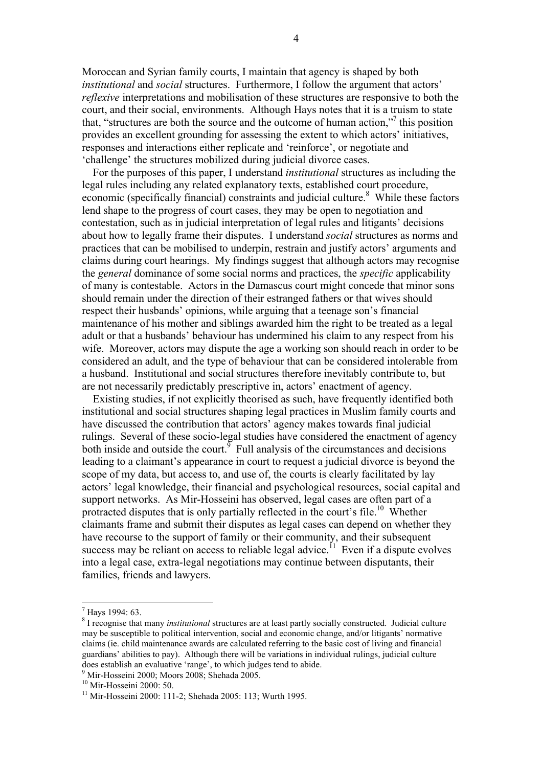Moroccan and Syrian family courts, I maintain that agency is shaped by both *institutional* and *social* structures. Furthermore, I follow the argument that actors' *reflexive* interpretations and mobilisation of these structures are responsive to both the court, and their social, environments. Although Hays notes that it is a truism to state that, "structures are both the source and the outcome of human action,"[7] this position provides an excellent grounding for assessing the extent to which actors' initiatives, responses and interactions either replicate and 'reinforce', or negotiate and 'challenge' the structures mobilized during judicial divorce cases.

For the purposes of this paper, I understand *institutional* structures as including the legal rules including any related explanatory texts, established court procedure, economic (specifically financial) constraints and judicial culture.[8] While these factors lend shape to the progress of court cases, they may be open to negotiation and contestation, such as in judicial interpretation of legal rules and litigants' decisions about how to legally frame their disputes. I understand *social* structures as norms and practices that can be mobilised to underpin, restrain and justify actors' arguments and claims during court hearings. My findings suggest that although actors may recognise the *general* dominance of some social norms and practices, the *specific* applicability of many is contestable. Actors in the Damascus court might concede that minor sons should remain under the direction of their estranged fathers or that wives should respect their husbands' opinions, while arguing that a teenage son's financial maintenance of his mother and siblings awarded him the right to be treated as a legal adult or that a husbands' behaviour has undermined his claim to any respect from his wife. Moreover, actors may dispute the age a working son should reach in order to be considered an adult, and the type of behaviour that can be considered intolerable from a husband. Institutional and social structures therefore inevitably contribute to, but are not necessarily predictably prescriptive in, actors' enactment of agency.

Existing studies, if not explicitly theorised as such, have frequently identified both institutional and social structures shaping legal practices in Muslim family courts and have discussed the contribution that actors' agency makes towards final judicial rulings. Several of these socio-legal studies have considered the enactment of agency both inside and outside the court.[9] Full analysis of the circumstances and decisions leading to a claimant's appearance in court to request a judicial divorce is beyond the scope of my data, but access to, and use of, the courts is clearly facilitated by lay actors' legal knowledge, their financial and psychological resources, social capital and support networks. As Mir-Hosseini has observed, legal cases are often part of a protracted disputes that is only partially reflected in the court's file.[10] Whether claimants frame and submit their disputes as legal cases can depend on whether they have recourse to the support of family or their community, and their subsequent success may be reliant on access to reliable legal advice.[11] Even if a dispute evolves into a legal case, extra-legal negotiations may continue between disputants, their families, friends and lawyers.

---

[7] Hays 1994: 63.

[8] I recognise that many *institutional* structures are at least partly socially constructed. Judicial culture may be susceptible to political intervention, social and economic change, and/or litigants' normative claims (ie. child maintenance awards are calculated referring to the basic cost of living and financial guardians' abilities to pay). Although there will be variations in individual rulings, judicial culture does establish an evaluative 'range', to which judges tend to abide.

[9] Mir-Hosseini 2000; Moors 2008; Shehada 2005.

[10] Mir-Hosseini 2000: 50.

[11] Mir-Hosseini 2000: 111-2; Shehada 2005: 113; Wurth 1995.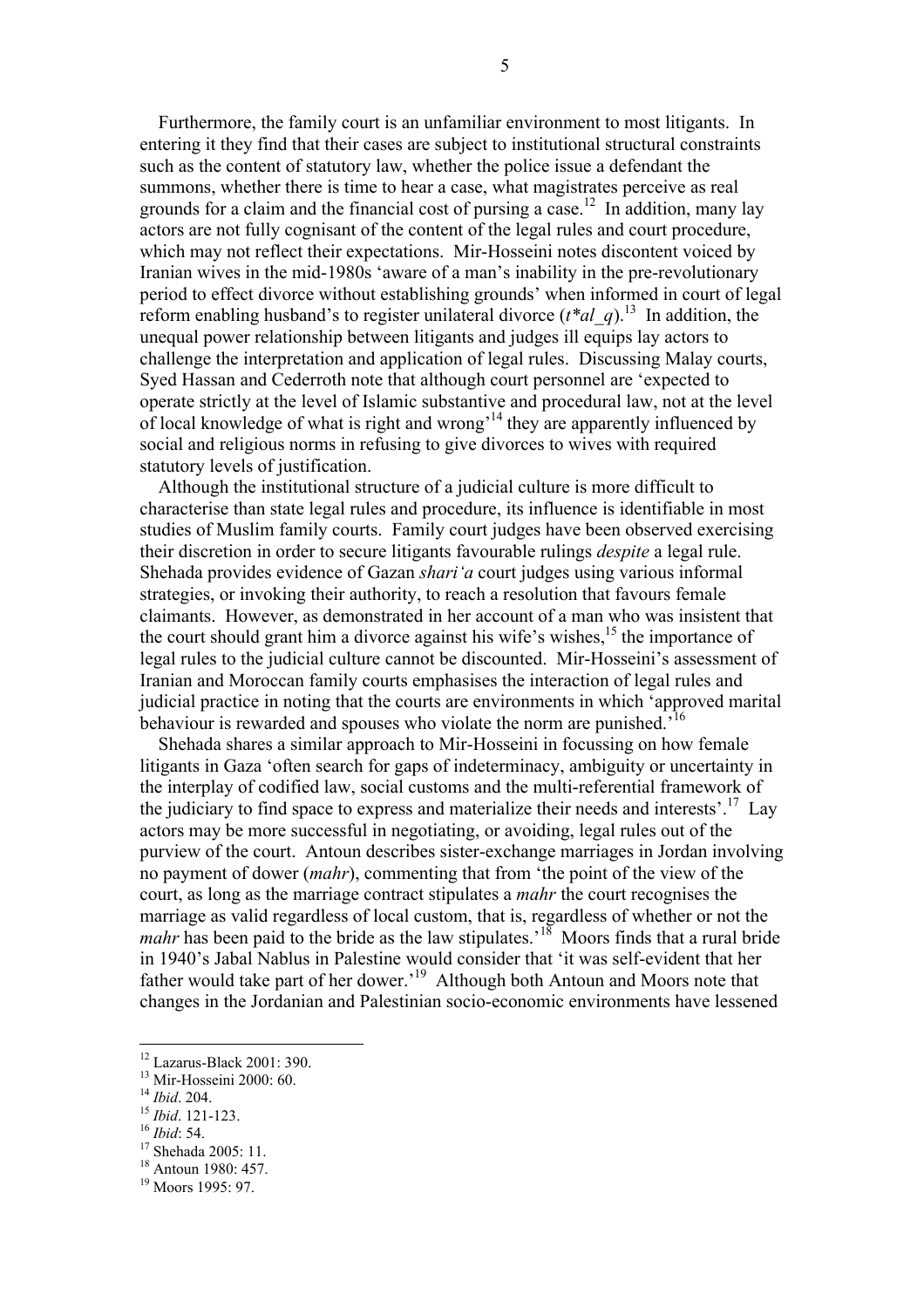Furthermore, the family court is an unfamiliar environment to most litigants. In entering it they find that their cases are subject to institutional structural constraints such as the content of statutory law, whether the police issue a defendant the summons, whether there is time to hear a case, what magistrates perceive as real grounds for a claim and the financial cost of pursing a case.[12] In addition, many lay actors are not fully cognisant of the content of the legal rules and court procedure, which may not reflect their expectations. Mir-Hosseini notes discontent voiced by Iranian wives in the mid-1980s 'aware of a man's inability in the pre-revolutionary period to effect divorce without establishing grounds' when informed in court of legal reform enabling husband's to register unilateral divorce (*t*al_q*).[13] In addition, the unequal power relationship between litigants and judges ill equips lay actors to challenge the interpretation and application of legal rules. Discussing Malay courts, Syed Hassan and Cederroth note that although court personnel are 'expected to operate strictly at the level of Islamic substantive and procedural law, not at the level of local knowledge of what is right and wrong'[14] they are apparently influenced by social and religious norms in refusing to give divorces to wives with required statutory levels of justification.

Although the institutional structure of a judicial culture is more difficult to characterise than state legal rules and procedure, its influence is identifiable in most studies of Muslim family courts. Family court judges have been observed exercising their discretion in order to secure litigants favourable rulings *despite* a legal rule. Shehada provides evidence of Gazan *shari'a* court judges using various informal strategies, or invoking their authority, to reach a resolution that favours female claimants. However, as demonstrated in her account of a man who was insistent that the court should grant him a divorce against his wife's wishes,[15] the importance of legal rules to the judicial culture cannot be discounted. Mir-Hosseini's assessment of Iranian and Moroccan family courts emphasises the interaction of legal rules and judicial practice in noting that the courts are environments in which 'approved marital behaviour is rewarded and spouses who violate the norm are punished.'[16]

Shehada shares a similar approach to Mir-Hosseini in focussing on how female litigants in Gaza 'often search for gaps of indeterminacy, ambiguity or uncertainty in the interplay of codified law, social customs and the multi-referential framework of the judiciary to find space to express and materialize their needs and interests'.[17] Lay actors may be more successful in negotiating, or avoiding, legal rules out of the purview of the court. Antoun describes sister-exchange marriages in Jordan involving no payment of dower (*mahr*), commenting that from 'the point of the view of the court, as long as the marriage contract stipulates a *mahr* the court recognises the marriage as valid regardless of local custom, that is, regardless of whether or not the *mahr* has been paid to the bride as the law stipulates.'[18] Moors finds that a rural bride in 1940's Jabal Nablus in Palestine would consider that 'it was self-evident that her father would take part of her dower.'[19] Although both Antoun and Moors note that changes in the Jordanian and Palestinian socio-economic environments have lessened

---

[12] Lazarus-Black 2001: 390.
[13] Mir-Hosseini 2000: 60.
[14] *Ibid*. 204.
[15] *Ibid*. 121-123.
[16] *Ibid*: 54.
[17] Shehada 2005: 11.
[18] Antoun 1980: 457.
[19] Moors 1995: 97.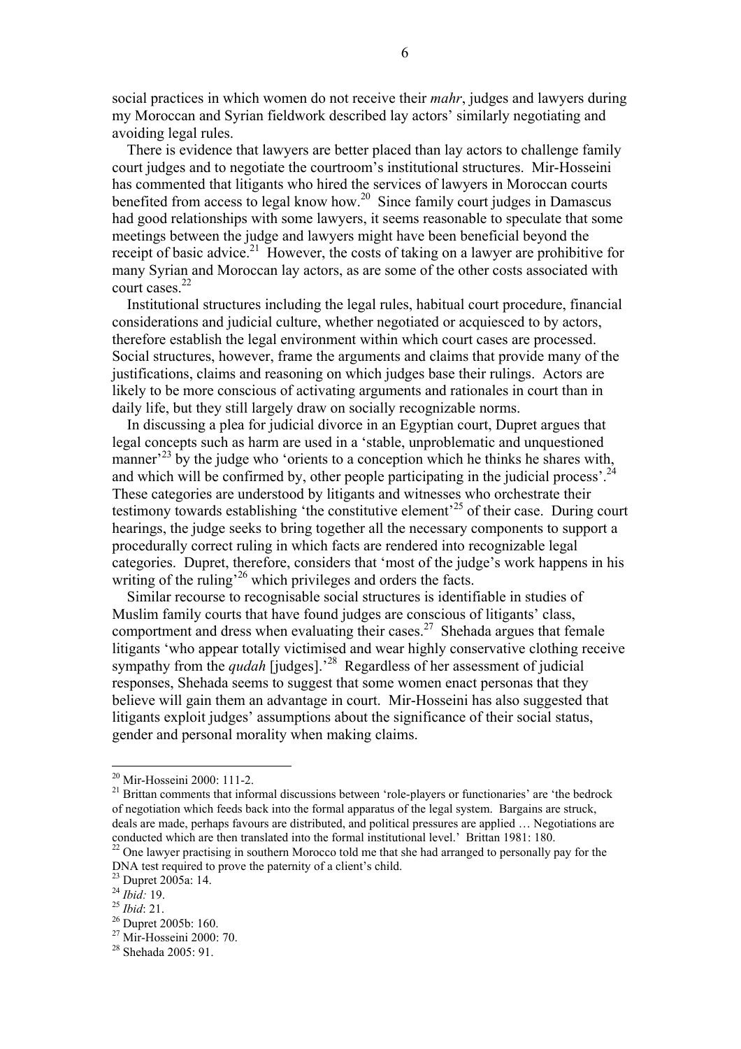social practices in which women do not receive their *mahr*, judges and lawyers during my Moroccan and Syrian fieldwork described lay actors' similarly negotiating and avoiding legal rules.

There is evidence that lawyers are better placed than lay actors to challenge family court judges and to negotiate the courtroom's institutional structures. Mir-Hosseini has commented that litigants who hired the services of lawyers in Moroccan courts benefited from access to legal know how.[20] Since family court judges in Damascus had good relationships with some lawyers, it seems reasonable to speculate that some meetings between the judge and lawyers might have been beneficial beyond the receipt of basic advice.[21] However, the costs of taking on a lawyer are prohibitive for many Syrian and Moroccan lay actors, as are some of the other costs associated with court cases.[22]

Institutional structures including the legal rules, habitual court procedure, financial considerations and judicial culture, whether negotiated or acquiesced to by actors, therefore establish the legal environment within which court cases are processed. Social structures, however, frame the arguments and claims that provide many of the justifications, claims and reasoning on which judges base their rulings. Actors are likely to be more conscious of activating arguments and rationales in court than in daily life, but they still largely draw on socially recognizable norms.

In discussing a plea for judicial divorce in an Egyptian court, Dupret argues that legal concepts such as harm are used in a 'stable, unproblematic and unquestioned manner'[23] by the judge who 'orients to a conception which he thinks he shares with, and which will be confirmed by, other people participating in the judicial process'.[24] These categories are understood by litigants and witnesses who orchestrate their testimony towards establishing 'the constitutive element'[25] of their case. During court hearings, the judge seeks to bring together all the necessary components to support a procedurally correct ruling in which facts are rendered into recognizable legal categories. Dupret, therefore, considers that 'most of the judge's work happens in his writing of the ruling'[26] which privileges and orders the facts.

Similar recourse to recognisable social structures is identifiable in studies of Muslim family courts that have found judges are conscious of litigants' class, comportment and dress when evaluating their cases.[27] Shehada argues that female litigants 'who appear totally victimised and wear highly conservative clothing receive sympathy from the *qudah* [judges].'[28] Regardless of her assessment of judicial responses, Shehada seems to suggest that some women enact personas that they believe will gain them an advantage in court. Mir-Hosseini has also suggested that litigants exploit judges' assumptions about the significance of their social status, gender and personal morality when making claims.

---

[20] Mir-Hosseini 2000: 111-2.

[21] Brittan comments that informal discussions between 'role-players or functionaries' are 'the bedrock of negotiation which feeds back into the formal apparatus of the legal system. Bargains are struck, deals are made, perhaps favours are distributed, and political pressures are applied … Negotiations are conducted which are then translated into the formal institutional level.' Brittan 1981: 180.

[22] One lawyer practising in southern Morocco told me that she had arranged to personally pay for the DNA test required to prove the paternity of a client's child.

[23] Dupret 2005a: 14.

[24] *Ibid:* 19.

[25] *Ibid*: 21.

[26] Dupret 2005b: 160.

[27] Mir-Hosseini 2000: 70.

[28] Shehada 2005: 91.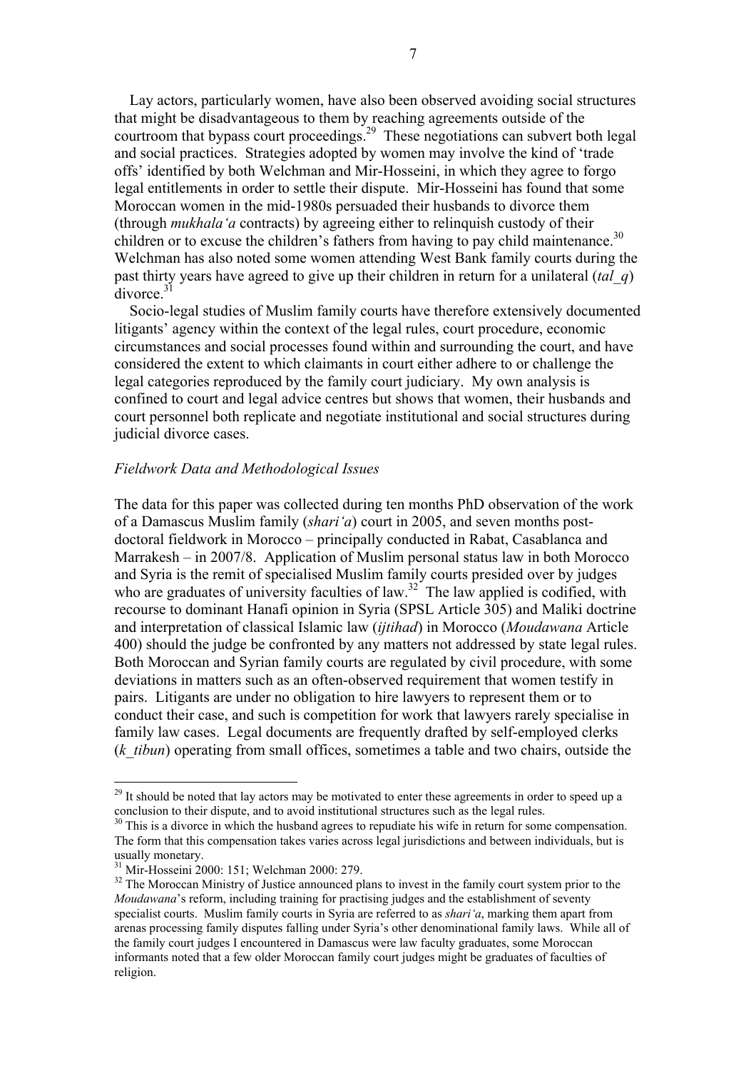Lay actors, particularly women, have also been observed avoiding social structures that might be disadvantageous to them by reaching agreements outside of the courtroom that bypass court proceedings.[29] These negotiations can subvert both legal and social practices. Strategies adopted by women may involve the kind of 'trade offs' identified by both Welchman and Mir-Hosseini, in which they agree to forgo legal entitlements in order to settle their dispute. Mir-Hosseini has found that some Moroccan women in the mid-1980s persuaded their husbands to divorce them (through *mukhala'a* contracts) by agreeing either to relinquish custody of their children or to excuse the children's fathers from having to pay child maintenance.[30] Welchman has also noted some women attending West Bank family courts during the past thirty years have agreed to give up their children in return for a unilateral (*tal_q*) divorce.[31]

Socio-legal studies of Muslim family courts have therefore extensively documented litigants' agency within the context of the legal rules, court procedure, economic circumstances and social processes found within and surrounding the court, and have considered the extent to which claimants in court either adhere to or challenge the legal categories reproduced by the family court judiciary. My own analysis is confined to court and legal advice centres but shows that women, their husbands and court personnel both replicate and negotiate institutional and social structures during judicial divorce cases.

*Fieldwork Data and Methodological Issues*

The data for this paper was collected during ten months PhD observation of the work of a Damascus Muslim family (*shari'a*) court in 2005, and seven months post-doctoral fieldwork in Morocco – principally conducted in Rabat, Casablanca and Marrakesh – in 2007/8. Application of Muslim personal status law in both Morocco and Syria is the remit of specialised Muslim family courts presided over by judges who are graduates of university faculties of law.[32] The law applied is codified, with recourse to dominant Hanafi opinion in Syria (SPSL Article 305) and Maliki doctrine and interpretation of classical Islamic law (*ijtihad*) in Morocco (*Moudawana* Article 400) should the judge be confronted by any matters not addressed by state legal rules. Both Moroccan and Syrian family courts are regulated by civil procedure, with some deviations in matters such as an often-observed requirement that women testify in pairs. Litigants are under no obligation to hire lawyers to represent them or to conduct their case, and such is competition for work that lawyers rarely specialise in family law cases. Legal documents are frequently drafted by self-employed clerks (*k_tibun*) operating from small offices, sometimes a table and two chairs, outside the

---

[29] It should be noted that lay actors may be motivated to enter these agreements in order to speed up a conclusion to their dispute, and to avoid institutional structures such as the legal rules.

[30] This is a divorce in which the husband agrees to repudiate his wife in return for some compensation. The form that this compensation takes varies across legal jurisdictions and between individuals, but is usually monetary.

[31] Mir-Hosseini 2000: 151; Welchman 2000: 279.

[32] The Moroccan Ministry of Justice announced plans to invest in the family court system prior to the *Moudawana*'s reform, including training for practising judges and the establishment of seventy specialist courts. Muslim family courts in Syria are referred to as *shari'a*, marking them apart from arenas processing family disputes falling under Syria's other denominational family laws. While all of the family court judges I encountered in Damascus were law faculty graduates, some Moroccan informants noted that a few older Moroccan family court judges might be graduates of faculties of religion.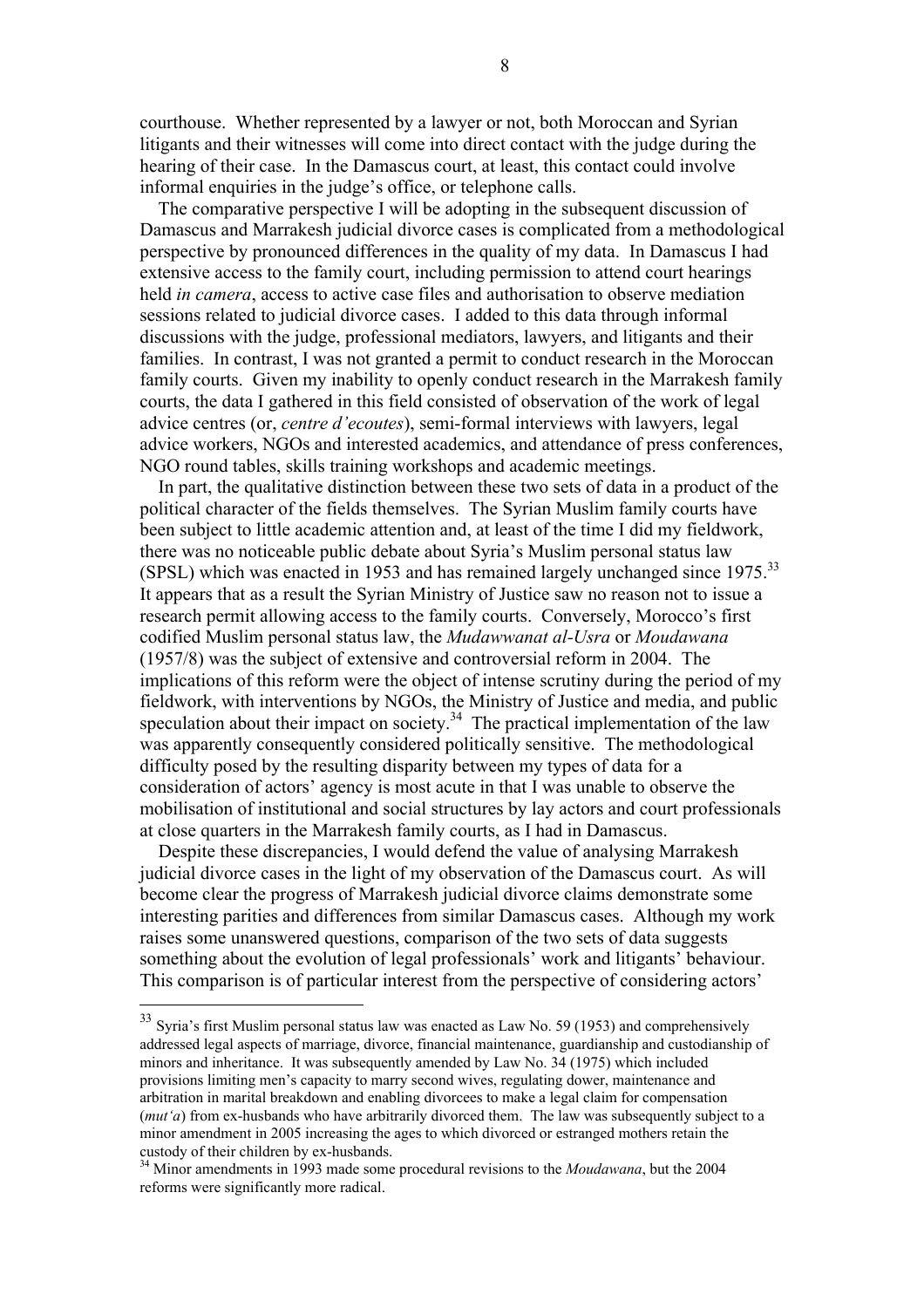courthouse. Whether represented by a lawyer or not, both Moroccan and Syrian litigants and their witnesses will come into direct contact with the judge during the hearing of their case. In the Damascus court, at least, this contact could involve informal enquiries in the judge's office, or telephone calls.

The comparative perspective I will be adopting in the subsequent discussion of Damascus and Marrakesh judicial divorce cases is complicated from a methodological perspective by pronounced differences in the quality of my data. In Damascus I had extensive access to the family court, including permission to attend court hearings held *in camera*, access to active case files and authorisation to observe mediation sessions related to judicial divorce cases. I added to this data through informal discussions with the judge, professional mediators, lawyers, and litigants and their families. In contrast, I was not granted a permit to conduct research in the Moroccan family courts. Given my inability to openly conduct research in the Marrakesh family courts, the data I gathered in this field consisted of observation of the work of legal advice centres (or, *centre d'ecoutes*), semi-formal interviews with lawyers, legal advice workers, NGOs and interested academics, and attendance of press conferences, NGO round tables, skills training workshops and academic meetings.

In part, the qualitative distinction between these two sets of data in a product of the political character of the fields themselves. The Syrian Muslim family courts have been subject to little academic attention and, at least of the time I did my fieldwork, there was no noticeable public debate about Syria's Muslim personal status law (SPSL) which was enacted in 1953 and has remained largely unchanged since 1975.[33] It appears that as a result the Syrian Ministry of Justice saw no reason not to issue a research permit allowing access to the family courts. Conversely, Morocco's first codified Muslim personal status law, the *Mudawwanat al-Usra* or *Moudawana* (1957/8) was the subject of extensive and controversial reform in 2004. The implications of this reform were the object of intense scrutiny during the period of my fieldwork, with interventions by NGOs, the Ministry of Justice and media, and public speculation about their impact on society.[34] The practical implementation of the law was apparently consequently considered politically sensitive. The methodological difficulty posed by the resulting disparity between my types of data for a consideration of actors' agency is most acute in that I was unable to observe the mobilisation of institutional and social structures by lay actors and court professionals at close quarters in the Marrakesh family courts, as I had in Damascus.

Despite these discrepancies, I would defend the value of analysing Marrakesh judicial divorce cases in the light of my observation of the Damascus court. As will become clear the progress of Marrakesh judicial divorce claims demonstrate some interesting parities and differences from similar Damascus cases. Although my work raises some unanswered questions, comparison of the two sets of data suggests something about the evolution of legal professionals' work and litigants' behaviour. This comparison is of particular interest from the perspective of considering actors'

---

[33] Syria's first Muslim personal status law was enacted as Law No. 59 (1953) and comprehensively addressed legal aspects of marriage, divorce, financial maintenance, guardianship and custodianship of minors and inheritance. It was subsequently amended by Law No. 34 (1975) which included provisions limiting men's capacity to marry second wives, regulating dower, maintenance and arbitration in marital breakdown and enabling divorcees to make a legal claim for compensation (*mut'a*) from ex-husbands who have arbitrarily divorced them. The law was subsequently subject to a minor amendment in 2005 increasing the ages to which divorced or estranged mothers retain the custody of their children by ex-husbands.

[34] Minor amendments in 1993 made some procedural revisions to the *Moudawana*, but the 2004 reforms were significantly more radical.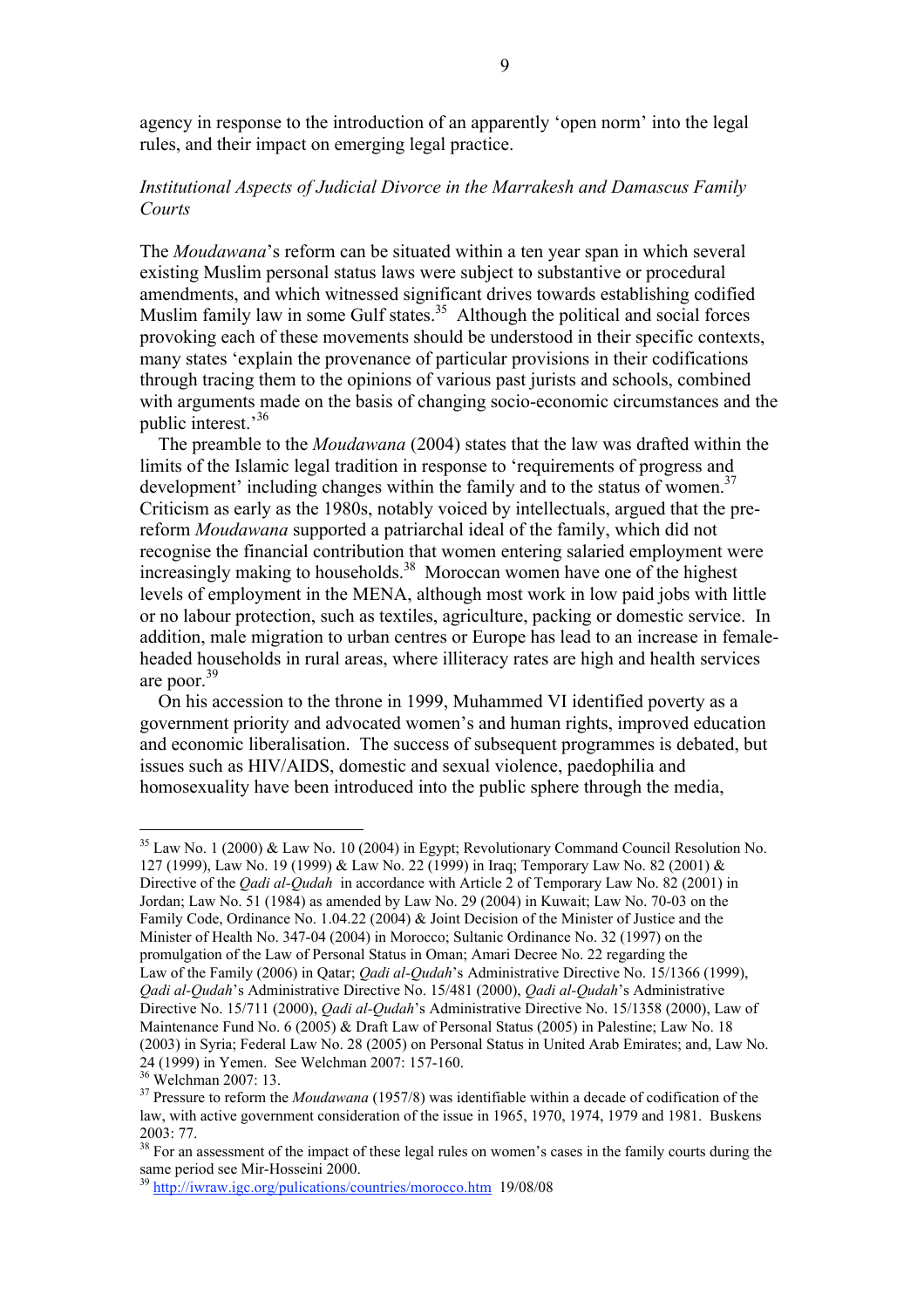agency in response to the introduction of an apparently 'open norm' into the legal rules, and their impact on emerging legal practice.

### *Institutional Aspects of Judicial Divorce in the Marrakesh and Damascus Family Courts*

The *Moudawana*'s reform can be situated within a ten year span in which several existing Muslim personal status laws were subject to substantive or procedural amendments, and which witnessed significant drives towards establishing codified Muslim family law in some Gulf states.[35] Although the political and social forces provoking each of these movements should be understood in their specific contexts, many states 'explain the provenance of particular provisions in their codifications through tracing them to the opinions of various past jurists and schools, combined with arguments made on the basis of changing socio-economic circumstances and the public interest.'[36]

The preamble to the *Moudawana* (2004) states that the law was drafted within the limits of the Islamic legal tradition in response to 'requirements of progress and development' including changes within the family and to the status of women.[37] Criticism as early as the 1980s, notably voiced by intellectuals, argued that the pre-reform *Moudawana* supported a patriarchal ideal of the family, which did not recognise the financial contribution that women entering salaried employment were increasingly making to households.[38] Moroccan women have one of the highest levels of employment in the MENA, although most work in low paid jobs with little or no labour protection, such as textiles, agriculture, packing or domestic service. In addition, male migration to urban centres or Europe has lead to an increase in female-headed households in rural areas, where illiteracy rates are high and health services are poor.[39]

On his accession to the throne in 1999, Muhammed VI identified poverty as a government priority and advocated women's and human rights, improved education and economic liberalisation. The success of subsequent programmes is debated, but issues such as HIV/AIDS, domestic and sexual violence, paedophilia and homosexuality have been introduced into the public sphere through the media,

---

[35] Law No. 1 (2000) & Law No. 10 (2004) in Egypt; Revolutionary Command Council Resolution No. 127 (1999), Law No. 19 (1999) & Law No. 22 (1999) in Iraq; Temporary Law No. 82 (2001) & Directive of the *Qadi al-Qudah* in accordance with Article 2 of Temporary Law No. 82 (2001) in Jordan; Law No. 51 (1984) as amended by Law No. 29 (2004) in Kuwait; Law No. 70-03 on the Family Code, Ordinance No. 1.04.22 (2004) & Joint Decision of the Minister of Justice and the Minister of Health No. 347-04 (2004) in Morocco; Sultanic Ordinance No. 32 (1997) on the promulgation of the Law of Personal Status in Oman; Amari Decree No. 22 regarding the Law of the Family (2006) in Qatar; *Qadi al-Qudah*'s Administrative Directive No. 15/1366 (1999), *Qadi al-Qudah*'s Administrative Directive No. 15/481 (2000), *Qadi al-Qudah*'s Administrative Directive No. 15/711 (2000), *Qadi al-Qudah*'s Administrative Directive No. 15/1358 (2000), Law of Maintenance Fund No. 6 (2005) & Draft Law of Personal Status (2005) in Palestine; Law No. 18 (2003) in Syria; Federal Law No. 28 (2005) on Personal Status in United Arab Emirates; and, Law No. 24 (1999) in Yemen. See Welchman 2007: 157-160.

[36] Welchman 2007: 13.

[37] Pressure to reform the *Moudawana* (1957/8) was identifiable within a decade of codification of the law, with active government consideration of the issue in 1965, 1970, 1974, 1979 and 1981. Buskens 2003: 77.

[38] For an assessment of the impact of these legal rules on women's cases in the family courts during the same period see Mir-Hosseini 2000.

[39] http://iwraw.igc.org/pulications/countries/morocco.htm 19/08/08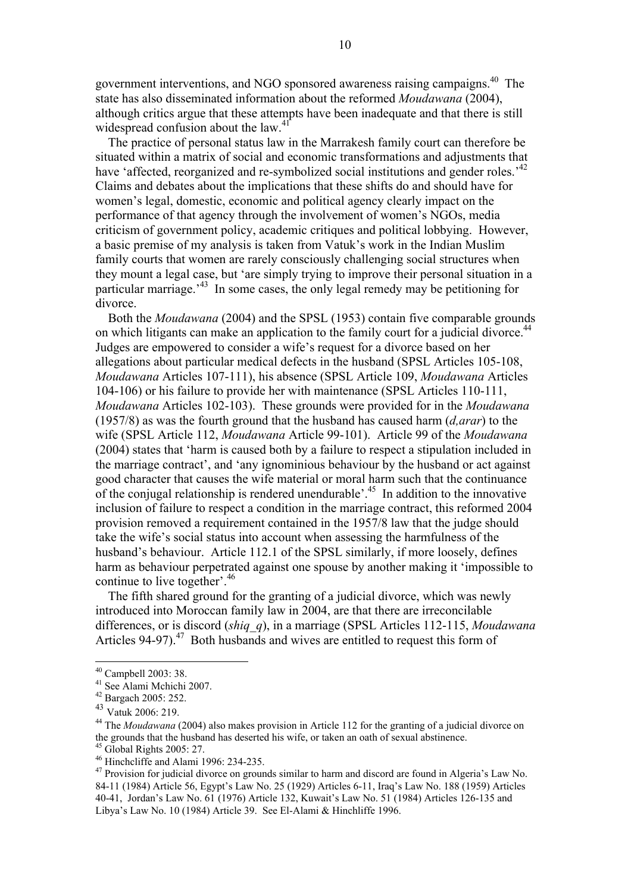government interventions, and NGO sponsored awareness raising campaigns.[40] The state has also disseminated information about the reformed *Moudawana* (2004), although critics argue that these attempts have been inadequate and that there is still widespread confusion about the law.[41]

The practice of personal status law in the Marrakesh family court can therefore be situated within a matrix of social and economic transformations and adjustments that have 'affected, reorganized and re-symbolized social institutions and gender roles.'[42] Claims and debates about the implications that these shifts do and should have for women's legal, domestic, economic and political agency clearly impact on the performance of that agency through the involvement of women's NGOs, media criticism of government policy, academic critiques and political lobbying. However, a basic premise of my analysis is taken from Vatuk's work in the Indian Muslim family courts that women are rarely consciously challenging social structures when they mount a legal case, but 'are simply trying to improve their personal situation in a particular marriage.'[43] In some cases, the only legal remedy may be petitioning for divorce.

Both the *Moudawana* (2004) and the SPSL (1953) contain five comparable grounds on which litigants can make an application to the family court for a judicial divorce.[44] Judges are empowered to consider a wife's request for a divorce based on her allegations about particular medical defects in the husband (SPSL Articles 105-108, *Moudawana* Articles 107-111), his absence (SPSL Article 109, *Moudawana* Articles 104-106) or his failure to provide her with maintenance (SPSL Articles 110-111, *Moudawana* Articles 102-103). These grounds were provided for in the *Moudawana* (1957/8) as was the fourth ground that the husband has caused harm (*d,arar*) to the wife (SPSL Article 112, *Moudawana* Article 99-101). Article 99 of the *Moudawana* (2004) states that 'harm is caused both by a failure to respect a stipulation included in the marriage contract', and 'any ignominious behaviour by the husband or act against good character that causes the wife material or moral harm such that the continuance of the conjugal relationship is rendered unendurable'.[45] In addition to the innovative inclusion of failure to respect a condition in the marriage contract, this reformed 2004 provision removed a requirement contained in the 1957/8 law that the judge should take the wife's social status into account when assessing the harmfulness of the husband's behaviour. Article 112.1 of the SPSL similarly, if more loosely, defines harm as behaviour perpetrated against one spouse by another making it 'impossible to continue to live together'.[46]

The fifth shared ground for the granting of a judicial divorce, which was newly introduced into Moroccan family law in 2004, are that there are irreconcilable differences, or is discord (*shiq_q*), in a marriage (SPSL Articles 112-115, *Moudawana* Articles 94-97).[47] Both husbands and wives are entitled to request this form of

---

[40] Campbell 2003: 38.

[41] See Alami Mchichi 2007.

[42] Bargach 2005: 252.

[43] Vatuk 2006: 219.

[44] The *Moudawana* (2004) also makes provision in Article 112 for the granting of a judicial divorce on the grounds that the husband has deserted his wife, or taken an oath of sexual abstinence.

[45] Global Rights 2005: 27.

[46] Hinchcliffe and Alami 1996: 234-235.

[47] Provision for judicial divorce on grounds similar to harm and discord are found in Algeria's Law No. 84-11 (1984) Article 56, Egypt's Law No. 25 (1929) Articles 6-11, Iraq's Law No. 188 (1959) Articles 40-41, Jordan's Law No. 61 (1976) Article 132, Kuwait's Law No. 51 (1984) Articles 126-135 and Libya's Law No. 10 (1984) Article 39. See El-Alami & Hinchliffe 1996.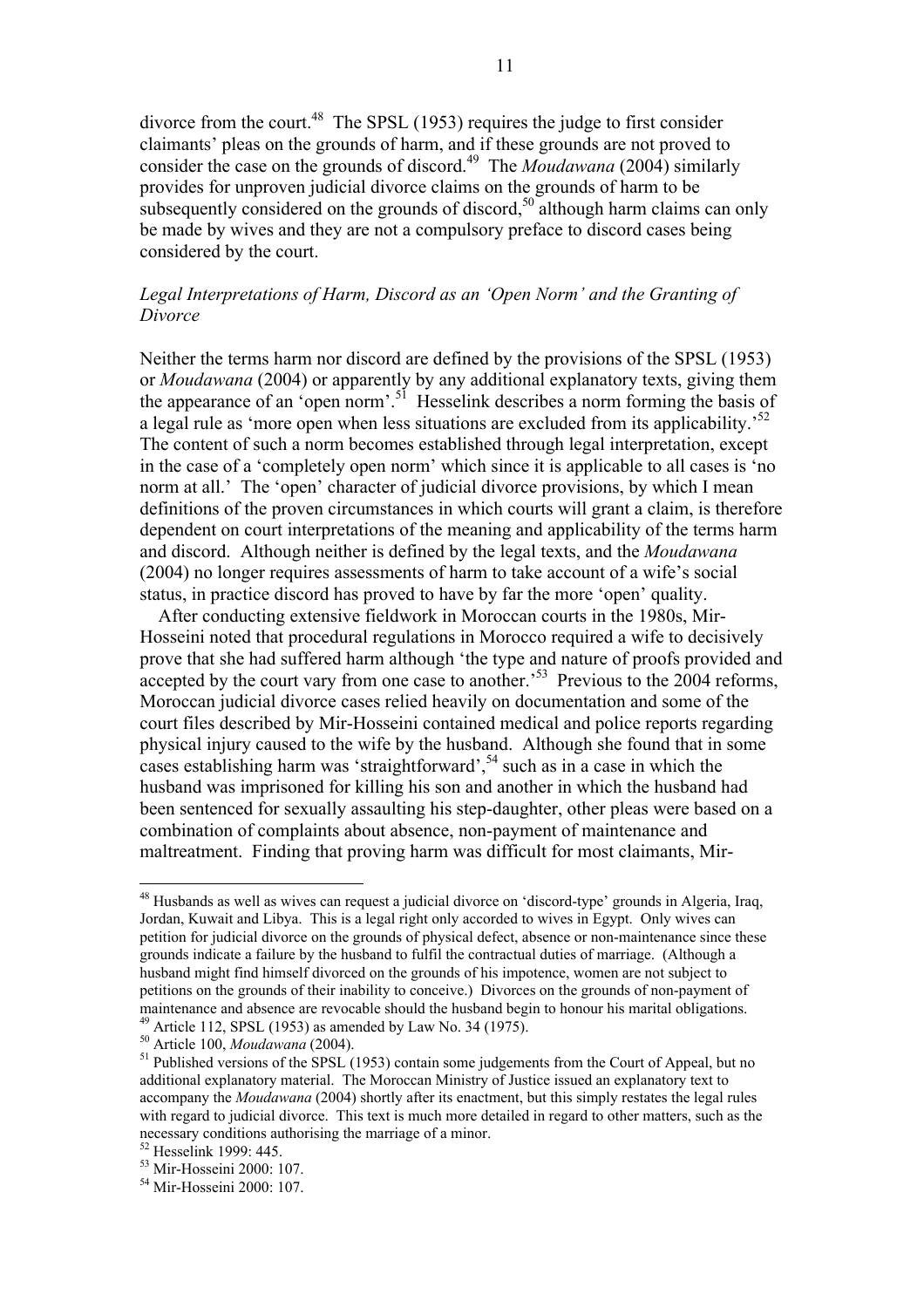divorce from the court.[48] The SPSL (1953) requires the judge to first consider claimants' pleas on the grounds of harm, and if these grounds are not proved to consider the case on the grounds of discord.[49] The *Moudawana* (2004) similarly provides for unproven judicial divorce claims on the grounds of harm to be subsequently considered on the grounds of discord,[50] although harm claims can only be made by wives and they are not a compulsory preface to discord cases being considered by the court.

### *Legal Interpretations of Harm, Discord as an 'Open Norm' and the Granting of Divorce*

Neither the terms harm nor discord are defined by the provisions of the SPSL (1953) or *Moudawana* (2004) or apparently by any additional explanatory texts, giving them the appearance of an 'open norm'.[51] Hesselink describes a norm forming the basis of a legal rule as 'more open when less situations are excluded from its applicability.'[52] The content of such a norm becomes established through legal interpretation, except in the case of a 'completely open norm' which since it is applicable to all cases is 'no norm at all.' The 'open' character of judicial divorce provisions, by which I mean definitions of the proven circumstances in which courts will grant a claim, is therefore dependent on court interpretations of the meaning and applicability of the terms harm and discord. Although neither is defined by the legal texts, and the *Moudawana* (2004) no longer requires assessments of harm to take account of a wife's social status, in practice discord has proved to have by far the more 'open' quality.

After conducting extensive fieldwork in Moroccan courts in the 1980s, Mir-Hosseini noted that procedural regulations in Morocco required a wife to decisively prove that she had suffered harm although 'the type and nature of proofs provided and accepted by the court vary from one case to another.'[53] Previous to the 2004 reforms, Moroccan judicial divorce cases relied heavily on documentation and some of the court files described by Mir-Hosseini contained medical and police reports regarding physical injury caused to the wife by the husband. Although she found that in some cases establishing harm was 'straightforward',[54] such as in a case in which the husband was imprisoned for killing his son and another in which the husband had been sentenced for sexually assaulting his step-daughter, other pleas were based on a combination of complaints about absence, non-payment of maintenance and maltreatment. Finding that proving harm was difficult for most claimants, Mir-

---

[48] Husbands as well as wives can request a judicial divorce on 'discord-type' grounds in Algeria, Iraq, Jordan, Kuwait and Libya. This is a legal right only accorded to wives in Egypt. Only wives can petition for judicial divorce on the grounds of physical defect, absence or non-maintenance since these grounds indicate a failure by the husband to fulfil the contractual duties of marriage. (Although a husband might find himself divorced on the grounds of his impotence, women are not subject to petitions on the grounds of their inability to conceive.) Divorces on the grounds of non-payment of maintenance and absence are revocable should the husband begin to honour his marital obligations.

[49] Article 112, SPSL (1953) as amended by Law No. 34 (1975).

[50] Article 100, *Moudawana* (2004).

[51] Published versions of the SPSL (1953) contain some judgements from the Court of Appeal, but no additional explanatory material. The Moroccan Ministry of Justice issued an explanatory text to accompany the *Moudawana* (2004) shortly after its enactment, but this simply restates the legal rules with regard to judicial divorce. This text is much more detailed in regard to other matters, such as the necessary conditions authorising the marriage of a minor.

[52] Hesselink 1999: 445.

[53] Mir-Hosseini 2000: 107.

[54] Mir-Hosseini 2000: 107.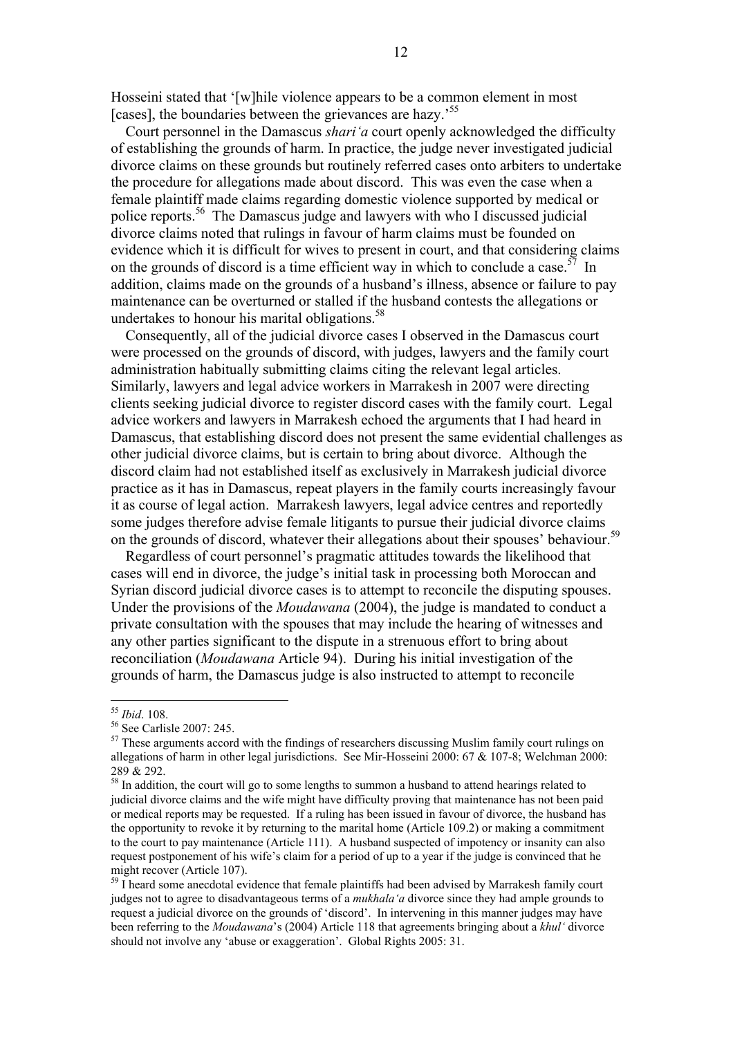Hosseini stated that '[w]hile violence appears to be a common element in most [cases], the boundaries between the grievances are hazy.'[55]

Court personnel in the Damascus *shari'a* court openly acknowledged the difficulty of establishing the grounds of harm. In practice, the judge never investigated judicial divorce claims on these grounds but routinely referred cases onto arbiters to undertake the procedure for allegations made about discord. This was even the case when a female plaintiff made claims regarding domestic violence supported by medical or police reports.[56] The Damascus judge and lawyers with who I discussed judicial divorce claims noted that rulings in favour of harm claims must be founded on evidence which it is difficult for wives to present in court, and that considering claims on the grounds of discord is a time efficient way in which to conclude a case.[57] In addition, claims made on the grounds of a husband's illness, absence or failure to pay maintenance can be overturned or stalled if the husband contests the allegations or undertakes to honour his marital obligations.[58]

Consequently, all of the judicial divorce cases I observed in the Damascus court were processed on the grounds of discord, with judges, lawyers and the family court administration habitually submitting claims citing the relevant legal articles. Similarly, lawyers and legal advice workers in Marrakesh in 2007 were directing clients seeking judicial divorce to register discord cases with the family court. Legal advice workers and lawyers in Marrakesh echoed the arguments that I had heard in Damascus, that establishing discord does not present the same evidential challenges as other judicial divorce claims, but is certain to bring about divorce. Although the discord claim had not established itself as exclusively in Marrakesh judicial divorce practice as it has in Damascus, repeat players in the family courts increasingly favour it as course of legal action. Marrakesh lawyers, legal advice centres and reportedly some judges therefore advise female litigants to pursue their judicial divorce claims on the grounds of discord, whatever their allegations about their spouses' behaviour.[59]

Regardless of court personnel's pragmatic attitudes towards the likelihood that cases will end in divorce, the judge's initial task in processing both Moroccan and Syrian discord judicial divorce cases is to attempt to reconcile the disputing spouses. Under the provisions of the *Moudawana* (2004), the judge is mandated to conduct a private consultation with the spouses that may include the hearing of witnesses and any other parties significant to the dispute in a strenuous effort to bring about reconciliation (*Moudawana* Article 94). During his initial investigation of the grounds of harm, the Damascus judge is also instructed to attempt to reconcile

---

[55] *Ibid*. 108.

[56] See Carlisle 2007: 245.

[57] These arguments accord with the findings of researchers discussing Muslim family court rulings on allegations of harm in other legal jurisdictions. See Mir-Hosseini 2000: 67 & 107-8; Welchman 2000: 289 & 292.

[58] In addition, the court will go to some lengths to summon a husband to attend hearings related to judicial divorce claims and the wife might have difficulty proving that maintenance has not been paid or medical reports may be requested. If a ruling has been issued in favour of divorce, the husband has the opportunity to revoke it by returning to the marital home (Article 109.2) or making a commitment to the court to pay maintenance (Article 111). A husband suspected of impotency or insanity can also request postponement of his wife's claim for a period of up to a year if the judge is convinced that he might recover (Article 107).

[59] I heard some anecdotal evidence that female plaintiffs had been advised by Marrakesh family court judges not to agree to disadvantageous terms of a *mukhala'a* divorce since they had ample grounds to request a judicial divorce on the grounds of 'discord'. In intervening in this manner judges may have been referring to the *Moudawana*'s (2004) Article 118 that agreements bringing about a *khul'* divorce should not involve any 'abuse or exaggeration'. Global Rights 2005: 31.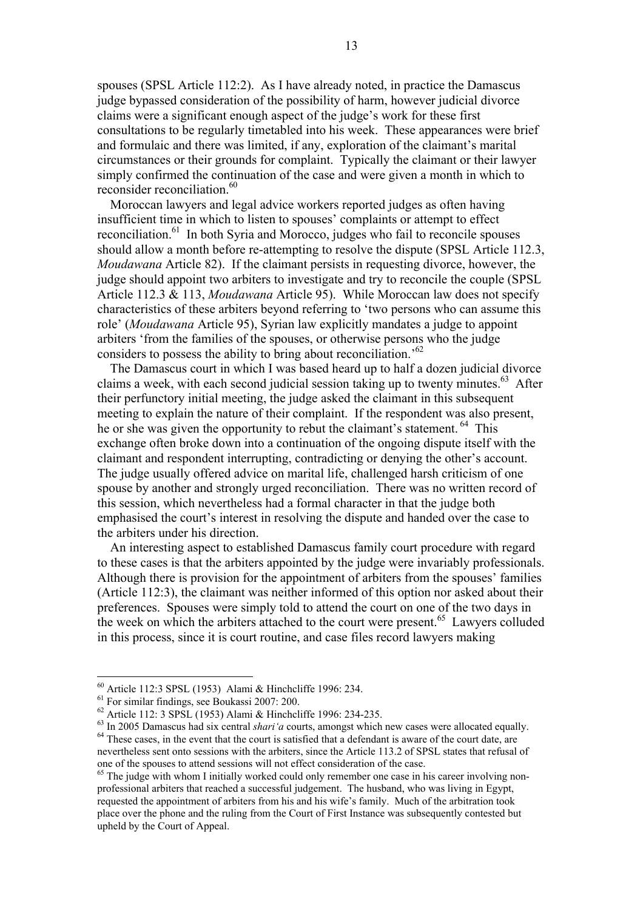spouses (SPSL Article 112:2). As I have already noted, in practice the Damascus judge bypassed consideration of the possibility of harm, however judicial divorce claims were a significant enough aspect of the judge's work for these first consultations to be regularly timetabled into his week. These appearances were brief and formulaic and there was limited, if any, exploration of the claimant's marital circumstances or their grounds for complaint. Typically the claimant or their lawyer simply confirmed the continuation of the case and were given a month in which to reconsider reconciliation.[60]

Moroccan lawyers and legal advice workers reported judges as often having insufficient time in which to listen to spouses' complaints or attempt to effect reconciliation.[61] In both Syria and Morocco, judges who fail to reconcile spouses should allow a month before re-attempting to resolve the dispute (SPSL Article 112.3, *Moudawana* Article 82). If the claimant persists in requesting divorce, however, the judge should appoint two arbiters to investigate and try to reconcile the couple (SPSL Article 112.3 & 113, *Moudawana* Article 95). While Moroccan law does not specify characteristics of these arbiters beyond referring to 'two persons who can assume this role' (*Moudawana* Article 95), Syrian law explicitly mandates a judge to appoint arbiters 'from the families of the spouses, or otherwise persons who the judge considers to possess the ability to bring about reconciliation.'[62]

The Damascus court in which I was based heard up to half a dozen judicial divorce claims a week, with each second judicial session taking up to twenty minutes.[63] After their perfunctory initial meeting, the judge asked the claimant in this subsequent meeting to explain the nature of their complaint. If the respondent was also present, he or she was given the opportunity to rebut the claimant's statement.[64] This exchange often broke down into a continuation of the ongoing dispute itself with the claimant and respondent interrupting, contradicting or denying the other's account. The judge usually offered advice on marital life, challenged harsh criticism of one spouse by another and strongly urged reconciliation. There was no written record of this session, which nevertheless had a formal character in that the judge both emphasised the court's interest in resolving the dispute and handed over the case to the arbiters under his direction.

An interesting aspect to established Damascus family court procedure with regard to these cases is that the arbiters appointed by the judge were invariably professionals. Although there is provision for the appointment of arbiters from the spouses' families (Article 112:3), the claimant was neither informed of this option nor asked about their preferences. Spouses were simply told to attend the court on one of the two days in the week on which the arbiters attached to the court were present.[65] Lawyers colluded in this process, since it is court routine, and case files record lawyers making

---

[60] Article 112:3 SPSL (1953) Alami & Hinchcliffe 1996: 234.

[61] For similar findings, see Boukassi 2007: 200.

[62] Article 112: 3 SPSL (1953) Alami & Hinchcliffe 1996: 234-235.

[63] In 2005 Damascus had six central *shari'a* courts, amongst which new cases were allocated equally.

[64] These cases, in the event that the court is satisfied that a defendant is aware of the court date, are nevertheless sent onto sessions with the arbiters, since the Article 113.2 of SPSL states that refusal of one of the spouses to attend sessions will not effect consideration of the case.

[65] The judge with whom I initially worked could only remember one case in his career involving non-professional arbiters that reached a successful judgement. The husband, who was living in Egypt, requested the appointment of arbiters from his and his wife's family. Much of the arbitration took place over the phone and the ruling from the Court of First Instance was subsequently contested but upheld by the Court of Appeal.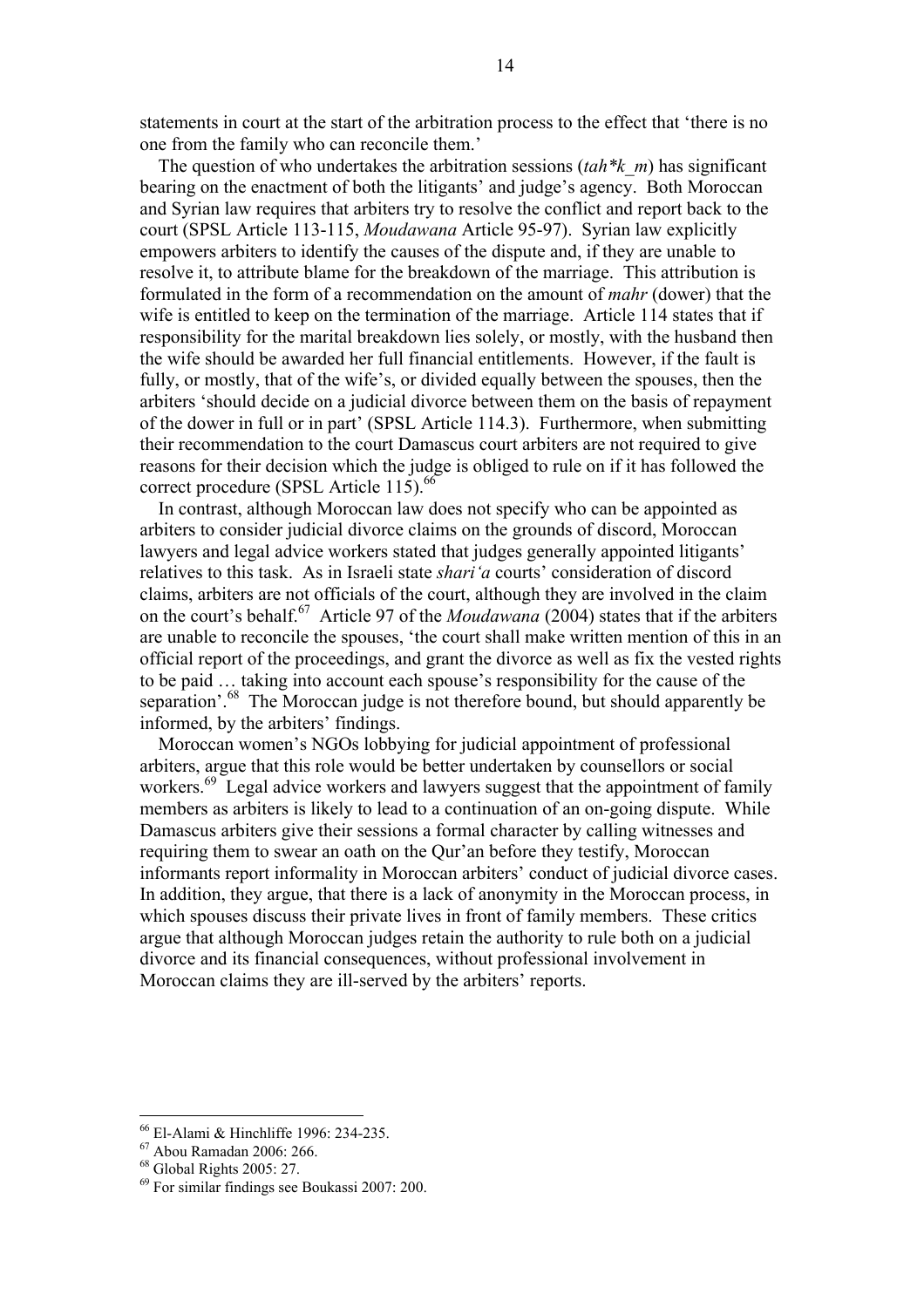statements in court at the start of the arbitration process to the effect that 'there is no one from the family who can reconcile them.'

The question of who undertakes the arbitration sessions (*tah*k_m*) has significant bearing on the enactment of both the litigants' and judge's agency. Both Moroccan and Syrian law requires that arbiters try to resolve the conflict and report back to the court (SPSL Article 113-115, *Moudawana* Article 95-97). Syrian law explicitly empowers arbiters to identify the causes of the dispute and, if they are unable to resolve it, to attribute blame for the breakdown of the marriage. This attribution is formulated in the form of a recommendation on the amount of *mahr* (dower) that the wife is entitled to keep on the termination of the marriage. Article 114 states that if responsibility for the marital breakdown lies solely, or mostly, with the husband then the wife should be awarded her full financial entitlements. However, if the fault is fully, or mostly, that of the wife's, or divided equally between the spouses, then the arbiters 'should decide on a judicial divorce between them on the basis of repayment of the dower in full or in part' (SPSL Article 114.3). Furthermore, when submitting their recommendation to the court Damascus court arbiters are not required to give reasons for their decision which the judge is obliged to rule on if it has followed the correct procedure (SPSL Article 115).[66]

In contrast, although Moroccan law does not specify who can be appointed as arbiters to consider judicial divorce claims on the grounds of discord, Moroccan lawyers and legal advice workers stated that judges generally appointed litigants' relatives to this task. As in Israeli state *shari'a* courts' consideration of discord claims, arbiters are not officials of the court, although they are involved in the claim on the court's behalf.[67] Article 97 of the *Moudawana* (2004) states that if the arbiters are unable to reconcile the spouses, 'the court shall make written mention of this in an official report of the proceedings, and grant the divorce as well as fix the vested rights to be paid … taking into account each spouse's responsibility for the cause of the separation'.[68] The Moroccan judge is not therefore bound, but should apparently be informed, by the arbiters' findings.

Moroccan women's NGOs lobbying for judicial appointment of professional arbiters, argue that this role would be better undertaken by counsellors or social workers.[69] Legal advice workers and lawyers suggest that the appointment of family members as arbiters is likely to lead to a continuation of an on-going dispute. While Damascus arbiters give their sessions a formal character by calling witnesses and requiring them to swear an oath on the Qur'an before they testify, Moroccan informants report informality in Moroccan arbiters' conduct of judicial divorce cases. In addition, they argue, that there is a lack of anonymity in the Moroccan process, in which spouses discuss their private lives in front of family members. These critics argue that although Moroccan judges retain the authority to rule both on a judicial divorce and its financial consequences, without professional involvement in Moroccan claims they are ill-served by the arbiters' reports.

---

[66] El-Alami & Hinchliffe 1996: 234-235.

[67] Abou Ramadan 2006: 266.

[68] Global Rights 2005: 27.

[69] For similar findings see Boukassi 2007: 200.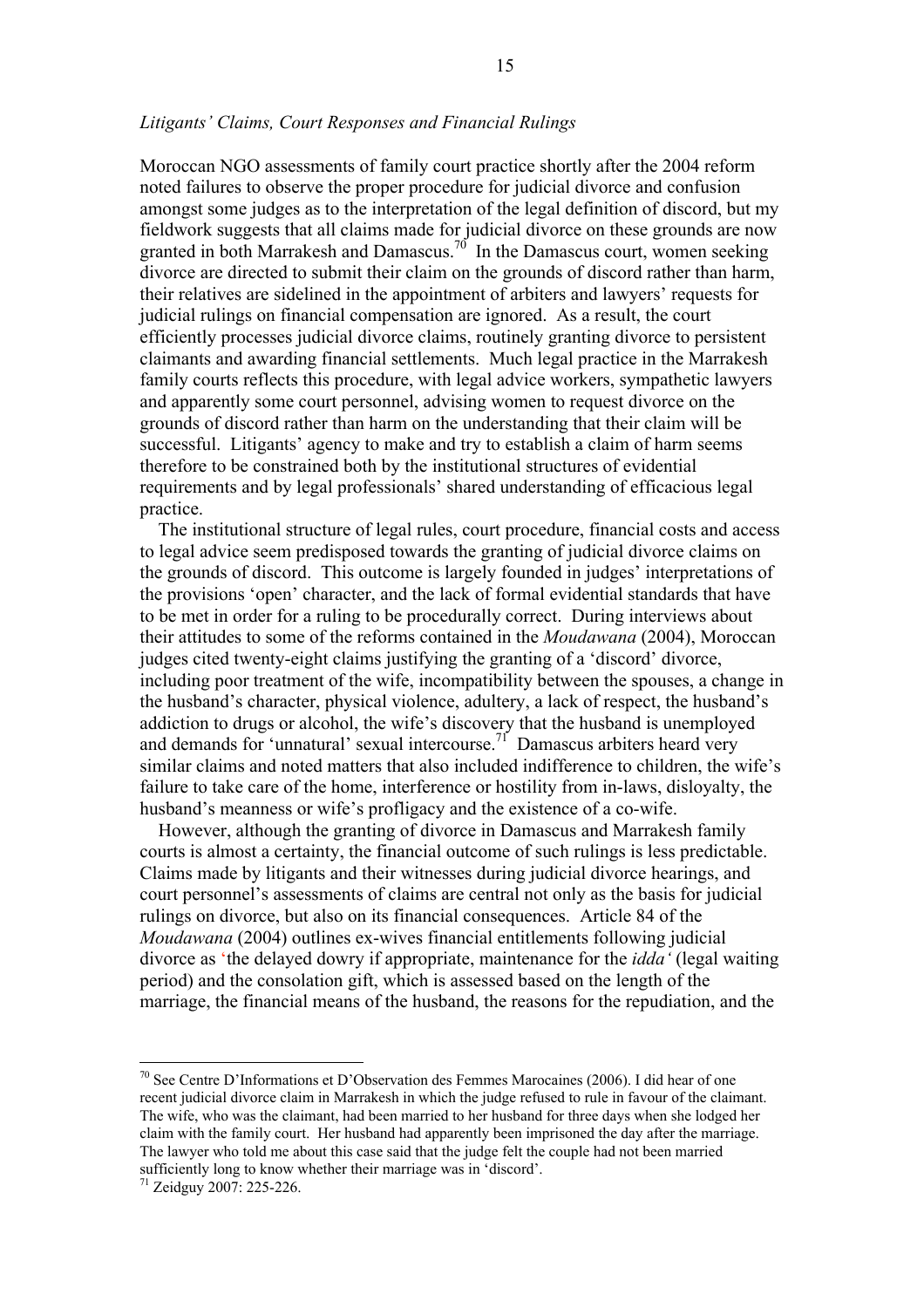*Litigants' Claims, Court Responses and Financial Rulings*

Moroccan NGO assessments of family court practice shortly after the 2004 reform noted failures to observe the proper procedure for judicial divorce and confusion amongst some judges as to the interpretation of the legal definition of discord, but my fieldwork suggests that all claims made for judicial divorce on these grounds are now granted in both Marrakesh and Damascus.[70] In the Damascus court, women seeking divorce are directed to submit their claim on the grounds of discord rather than harm, their relatives are sidelined in the appointment of arbiters and lawyers' requests for judicial rulings on financial compensation are ignored. As a result, the court efficiently processes judicial divorce claims, routinely granting divorce to persistent claimants and awarding financial settlements. Much legal practice in the Marrakesh family courts reflects this procedure, with legal advice workers, sympathetic lawyers and apparently some court personnel, advising women to request divorce on the grounds of discord rather than harm on the understanding that their claim will be successful. Litigants' agency to make and try to establish a claim of harm seems therefore to be constrained both by the institutional structures of evidential requirements and by legal professionals' shared understanding of efficacious legal practice.

The institutional structure of legal rules, court procedure, financial costs and access to legal advice seem predisposed towards the granting of judicial divorce claims on the grounds of discord. This outcome is largely founded in judges' interpretations of the provisions 'open' character, and the lack of formal evidential standards that have to be met in order for a ruling to be procedurally correct. During interviews about their attitudes to some of the reforms contained in the *Moudawana* (2004), Moroccan judges cited twenty-eight claims justifying the granting of a 'discord' divorce, including poor treatment of the wife, incompatibility between the spouses, a change in the husband's character, physical violence, adultery, a lack of respect, the husband's addiction to drugs or alcohol, the wife's discovery that the husband is unemployed and demands for 'unnatural' sexual intercourse.[71] Damascus arbiters heard very similar claims and noted matters that also included indifference to children, the wife's failure to take care of the home, interference or hostility from in-laws, disloyalty, the husband's meanness or wife's profligacy and the existence of a co-wife.

However, although the granting of divorce in Damascus and Marrakesh family courts is almost a certainty, the financial outcome of such rulings is less predictable. Claims made by litigants and their witnesses during judicial divorce hearings, and court personnel's assessments of claims are central not only as the basis for judicial rulings on divorce, but also on its financial consequences. Article 84 of the *Moudawana* (2004) outlines ex-wives financial entitlements following judicial divorce as 'the delayed dowry if appropriate, maintenance for the *idda'* (legal waiting period) and the consolation gift, which is assessed based on the length of the marriage, the financial means of the husband, the reasons for the repudiation, and the

[70] See Centre D'Informations et D'Observation des Femmes Marocaines (2006). I did hear of one recent judicial divorce claim in Marrakesh in which the judge refused to rule in favour of the claimant. The wife, who was the claimant, had been married to her husband for three days when she lodged her claim with the family court. Her husband had apparently been imprisoned the day after the marriage. The lawyer who told me about this case said that the judge felt the couple had not been married sufficiently long to know whether their marriage was in 'discord'.

[71] Zeidguy 2007: 225-226.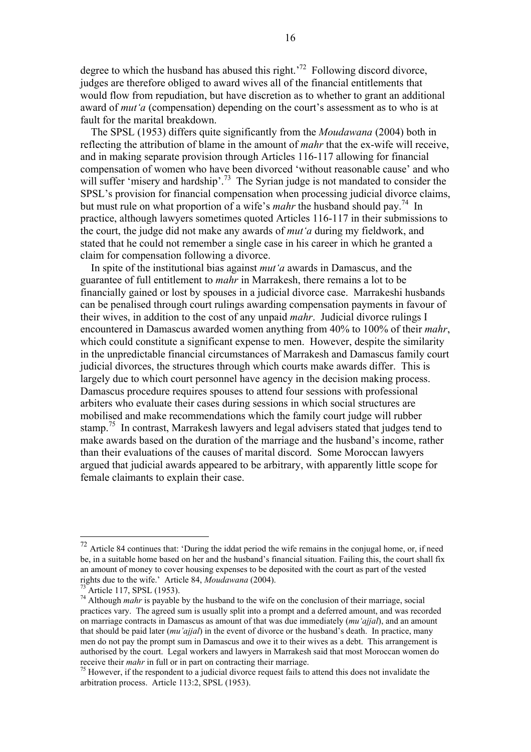degree to which the husband has abused this right.'[72] Following discord divorce, judges are therefore obliged to award wives all of the financial entitlements that would flow from repudiation, but have discretion as to whether to grant an additional award of *mut'a* (compensation) depending on the court's assessment as to who is at fault for the marital breakdown.

The SPSL (1953) differs quite significantly from the *Moudawana* (2004) both in reflecting the attribution of blame in the amount of *mahr* that the ex-wife will receive, and in making separate provision through Articles 116-117 allowing for financial compensation of women who have been divorced 'without reasonable cause' and who will suffer 'misery and hardship'.[73] The Syrian judge is not mandated to consider the SPSL's provision for financial compensation when processing judicial divorce claims, but must rule on what proportion of a wife's *mahr* the husband should pay.[74] In practice, although lawyers sometimes quoted Articles 116-117 in their submissions to the court, the judge did not make any awards of *mut'a* during my fieldwork, and stated that he could not remember a single case in his career in which he granted a claim for compensation following a divorce.

In spite of the institutional bias against *mut'a* awards in Damascus, and the guarantee of full entitlement to *mahr* in Marrakesh, there remains a lot to be financially gained or lost by spouses in a judicial divorce case. Marrakeshi husbands can be penalised through court rulings awarding compensation payments in favour of their wives, in addition to the cost of any unpaid *mahr*. Judicial divorce rulings I encountered in Damascus awarded women anything from 40% to 100% of their *mahr*, which could constitute a significant expense to men. However, despite the similarity in the unpredictable financial circumstances of Marrakesh and Damascus family court judicial divorces, the structures through which courts make awards differ. This is largely due to which court personnel have agency in the decision making process. Damascus procedure requires spouses to attend four sessions with professional arbiters who evaluate their cases during sessions in which social structures are mobilised and make recommendations which the family court judge will rubber stamp.[75] In contrast, Marrakesh lawyers and legal advisers stated that judges tend to make awards based on the duration of the marriage and the husband's income, rather than their evaluations of the causes of marital discord. Some Moroccan lawyers argued that judicial awards appeared to be arbitrary, with apparently little scope for female claimants to explain their case.

---

[72] Article 84 continues that: 'During the iddat period the wife remains in the conjugal home, or, if need be, in a suitable home based on her and the husband's financial situation. Failing this, the court shall fix an amount of money to cover housing expenses to be deposited with the court as part of the vested rights due to the wife.' Article 84, *Moudawana* (2004).

[73] Article 117, SPSL (1953).

[74] Although *mahr* is payable by the husband to the wife on the conclusion of their marriage, social practices vary. The agreed sum is usually split into a prompt and a deferred amount, and was recorded on marriage contracts in Damascus as amount of that was due immediately (*mu'ajjal*), and an amount that should be paid later (*mu'ajjal*) in the event of divorce or the husband's death. In practice, many men do not pay the prompt sum in Damascus and owe it to their wives as a debt. This arrangement is authorised by the court. Legal workers and lawyers in Marrakesh said that most Moroccan women do receive their *mahr* in full or in part on contracting their marriage.

[75] However, if the respondent to a judicial divorce request fails to attend this does not invalidate the arbitration process. Article 113:2, SPSL (1953).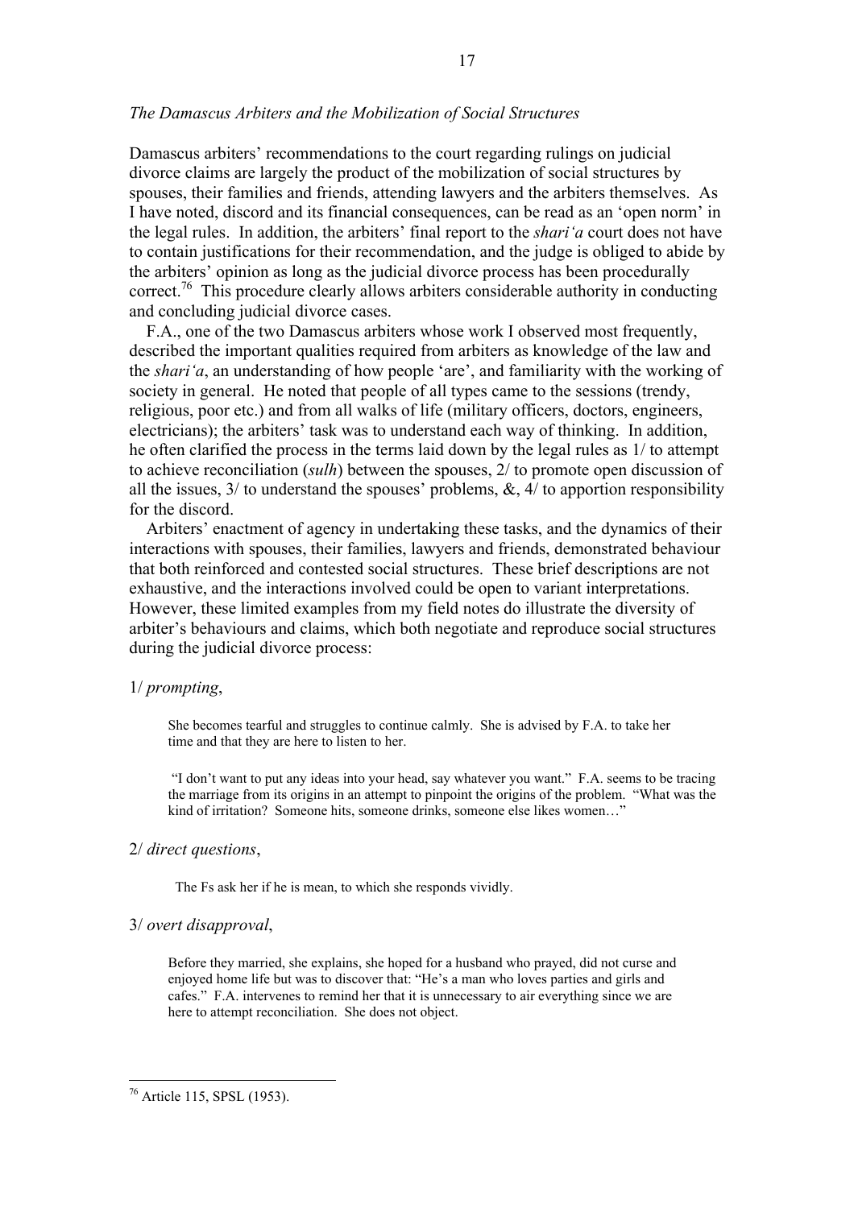*The Damascus Arbiters and the Mobilization of Social Structures*

Damascus arbiters' recommendations to the court regarding rulings on judicial divorce claims are largely the product of the mobilization of social structures by spouses, their families and friends, attending lawyers and the arbiters themselves. As I have noted, discord and its financial consequences, can be read as an 'open norm' in the legal rules. In addition, the arbiters' final report to the *shari'a* court does not have to contain justifications for their recommendation, and the judge is obliged to abide by the arbiters' opinion as long as the judicial divorce process has been procedurally correct.[76] This procedure clearly allows arbiters considerable authority in conducting and concluding judicial divorce cases.

F.A., one of the two Damascus arbiters whose work I observed most frequently, described the important qualities required from arbiters as knowledge of the law and the *shari'a*, an understanding of how people 'are', and familiarity with the working of society in general. He noted that people of all types came to the sessions (trendy, religious, poor etc.) and from all walks of life (military officers, doctors, engineers, electricians); the arbiters' task was to understand each way of thinking. In addition, he often clarified the process in the terms laid down by the legal rules as 1/ to attempt to achieve reconciliation (*sulh*) between the spouses, 2/ to promote open discussion of all the issues, 3/ to understand the spouses' problems, &, 4/ to apportion responsibility for the discord.

Arbiters' enactment of agency in undertaking these tasks, and the dynamics of their interactions with spouses, their families, lawyers and friends, demonstrated behaviour that both reinforced and contested social structures. These brief descriptions are not exhaustive, and the interactions involved could be open to variant interpretations. However, these limited examples from my field notes do illustrate the diversity of arbiter's behaviours and claims, which both negotiate and reproduce social structures during the judicial divorce process:

1/ *prompting*,

> She becomes tearful and struggles to continue calmly. She is advised by F.A. to take her time and that they are here to listen to her.
>
> "I don't want to put any ideas into your head, say whatever you want." F.A. seems to be tracing the marriage from its origins in an attempt to pinpoint the origins of the problem. "What was the kind of irritation? Someone hits, someone drinks, someone else likes women…"

2/ *direct questions*,

> The Fs ask her if he is mean, to which she responds vividly.

3/ *overt disapproval*,

> Before they married, she explains, she hoped for a husband who prayed, did not curse and enjoyed home life but was to discover that: "He's a man who loves parties and girls and cafes." F.A. intervenes to remind her that it is unnecessary to air everything since we are here to attempt reconciliation. She does not object.

---

[76] Article 115, SPSL (1953).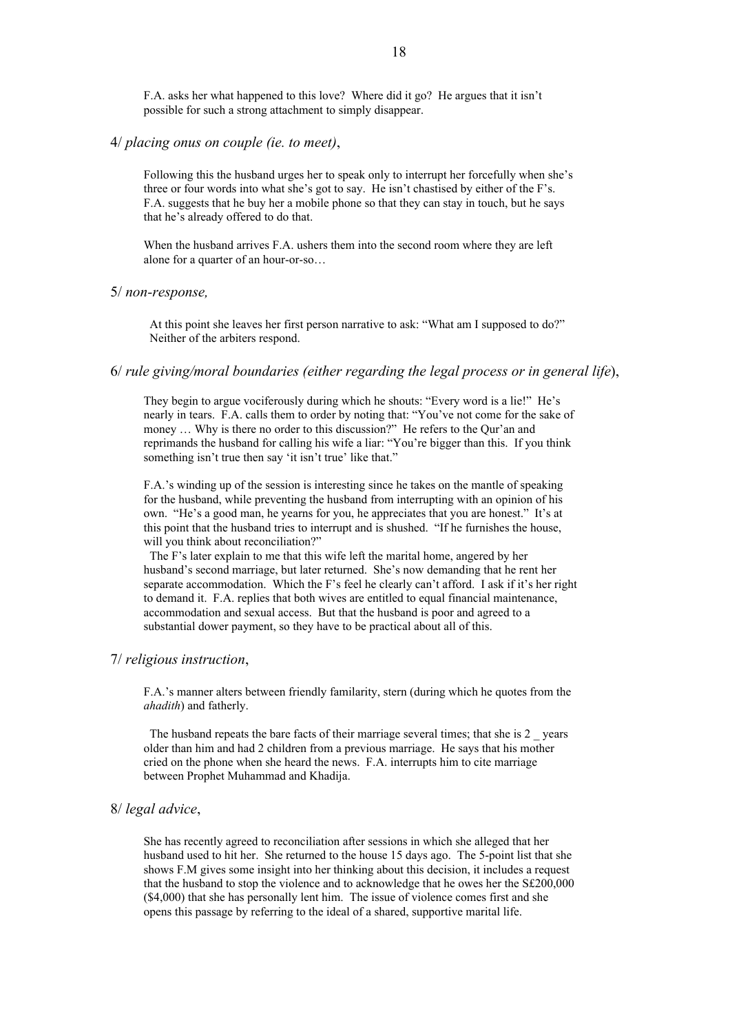F.A. asks her what happened to this love? Where did it go? He argues that it isn't possible for such a strong attachment to simply disappear.

4/ *placing onus on couple (ie. to meet)*,

Following this the husband urges her to speak only to interrupt her forcefully when she's three or four words into what she's got to say. He isn't chastised by either of the F's. F.A. suggests that he buy her a mobile phone so that they can stay in touch, but he says that he's already offered to do that.

When the husband arrives F.A. ushers them into the second room where they are left alone for a quarter of an hour-or-so…

5/ *non-response,*

At this point she leaves her first person narrative to ask: "What am I supposed to do?" Neither of the arbiters respond.

6/ *rule giving/moral boundaries (either regarding the legal process or in general life*),

They begin to argue vociferously during which he shouts: "Every word is a lie!" He's nearly in tears. F.A. calls them to order by noting that: "You've not come for the sake of money … Why is there no order to this discussion?" He refers to the Qur'an and reprimands the husband for calling his wife a liar: "You're bigger than this. If you think something isn't true then say 'it isn't true' like that."

F.A.'s winding up of the session is interesting since he takes on the mantle of speaking for the husband, while preventing the husband from interrupting with an opinion of his own. "He's a good man, he yearns for you, he appreciates that you are honest." It's at this point that the husband tries to interrupt and is shushed. "If he furnishes the house, will you think about reconciliation?"

The F's later explain to me that this wife left the marital home, angered by her husband's second marriage, but later returned. She's now demanding that he rent her separate accommodation. Which the F's feel he clearly can't afford. I ask if it's her right to demand it. F.A. replies that both wives are entitled to equal financial maintenance, accommodation and sexual access. But that the husband is poor and agreed to a substantial dower payment, so they have to be practical about all of this.

7/ *religious instruction*,

F.A.'s manner alters between friendly familarity, stern (during which he quotes from the *ahadith*) and fatherly.

The husband repeats the bare facts of their marriage several times; that she is 2 _ years older than him and had 2 children from a previous marriage. He says that his mother cried on the phone when she heard the news. F.A. interrupts him to cite marriage between Prophet Muhammad and Khadija.

8/ *legal advice*,

She has recently agreed to reconciliation after sessions in which she alleged that her husband used to hit her. She returned to the house 15 days ago. The 5-point list that she shows F.M gives some insight into her thinking about this decision, it includes a request that the husband to stop the violence and to acknowledge that he owes her the S£200,000 ($4,000) that she has personally lent him. The issue of violence comes first and she opens this passage by referring to the ideal of a shared, supportive marital life.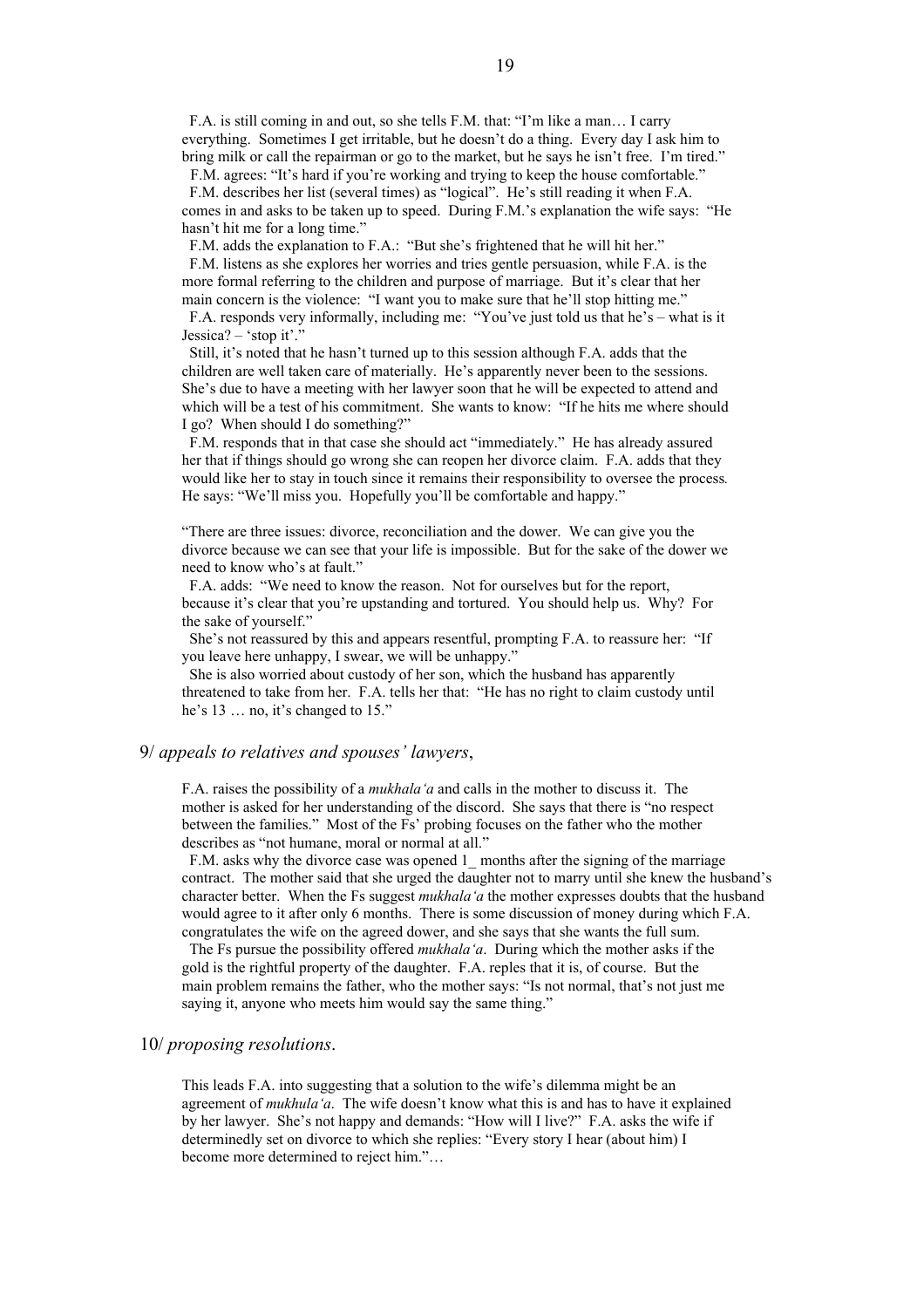F.A. is still coming in and out, so she tells F.M. that: "I'm like a man… I carry everything. Sometimes I get irritable, but he doesn't do a thing. Every day I ask him to bring milk or call the repairman or go to the market, but he says he isn't free. I'm tired."

F.M. agrees: "It's hard if you're working and trying to keep the house comfortable."

F.M. describes her list (several times) as "logical". He's still reading it when F.A. comes in and asks to be taken up to speed. During F.M.'s explanation the wife says: "He hasn't hit me for a long time."

F.M. adds the explanation to F.A.: "But she's frightened that he will hit her."

F.M. listens as she explores her worries and tries gentle persuasion, while F.A. is the more formal referring to the children and purpose of marriage. But it's clear that her main concern is the violence: "I want you to make sure that he'll stop hitting me."

F.A. responds very informally, including me: "You've just told us that he's – what is it Jessica? – 'stop it'."

Still, it's noted that he hasn't turned up to this session although F.A. adds that the children are well taken care of materially. He's apparently never been to the sessions. She's due to have a meeting with her lawyer soon that he will be expected to attend and which will be a test of his commitment. She wants to know: "If he hits me where should I go? When should I do something?"

F.M. responds that in that case she should act "immediately." He has already assured her that if things should go wrong she can reopen her divorce claim. F.A. adds that they would like her to stay in touch since it remains their responsibility to oversee the process. He says: "We'll miss you. Hopefully you'll be comfortable and happy."

"There are three issues: divorce, reconciliation and the dower. We can give you the divorce because we can see that your life is impossible. But for the sake of the dower we need to know who's at fault."

F.A. adds: "We need to know the reason. Not for ourselves but for the report, because it's clear that you're upstanding and tortured. You should help us. Why? For the sake of yourself."

She's not reassured by this and appears resentful, prompting F.A. to reassure her: "If you leave here unhappy, I swear, we will be unhappy."

She is also worried about custody of her son, which the husband has apparently threatened to take from her. F.A. tells her that: "He has no right to claim custody until he's 13 … no, it's changed to 15."

9/ *appeals to relatives and spouses' lawyers*,

F.A. raises the possibility of a *mukhala'a* and calls in the mother to discuss it. The mother is asked for her understanding of the discord. She says that there is "no respect between the families." Most of the Fs' probing focuses on the father who the mother describes as "not humane, moral or normal at all."

F.M. asks why the divorce case was opened 1_ months after the signing of the marriage contract. The mother said that she urged the daughter not to marry until she knew the husband's character better. When the Fs suggest *mukhala'a* the mother expresses doubts that the husband would agree to it after only 6 months. There is some discussion of money during which F.A. congratulates the wife on the agreed dower, and she says that she wants the full sum.

The Fs pursue the possibility offered *mukhala'a*. During which the mother asks if the gold is the rightful property of the daughter. F.A. reples that it is, of course. But the main problem remains the father, who the mother says: "Is not normal, that's not just me saying it, anyone who meets him would say the same thing."

10/ *proposing resolutions*.

This leads F.A. into suggesting that a solution to the wife's dilemma might be an agreement of *mukhula'a*. The wife doesn't know what this is and has to have it explained by her lawyer. She's not happy and demands: "How will I live?" F.A. asks the wife if determinedly set on divorce to which she replies: "Every story I hear (about him) I become more determined to reject him."…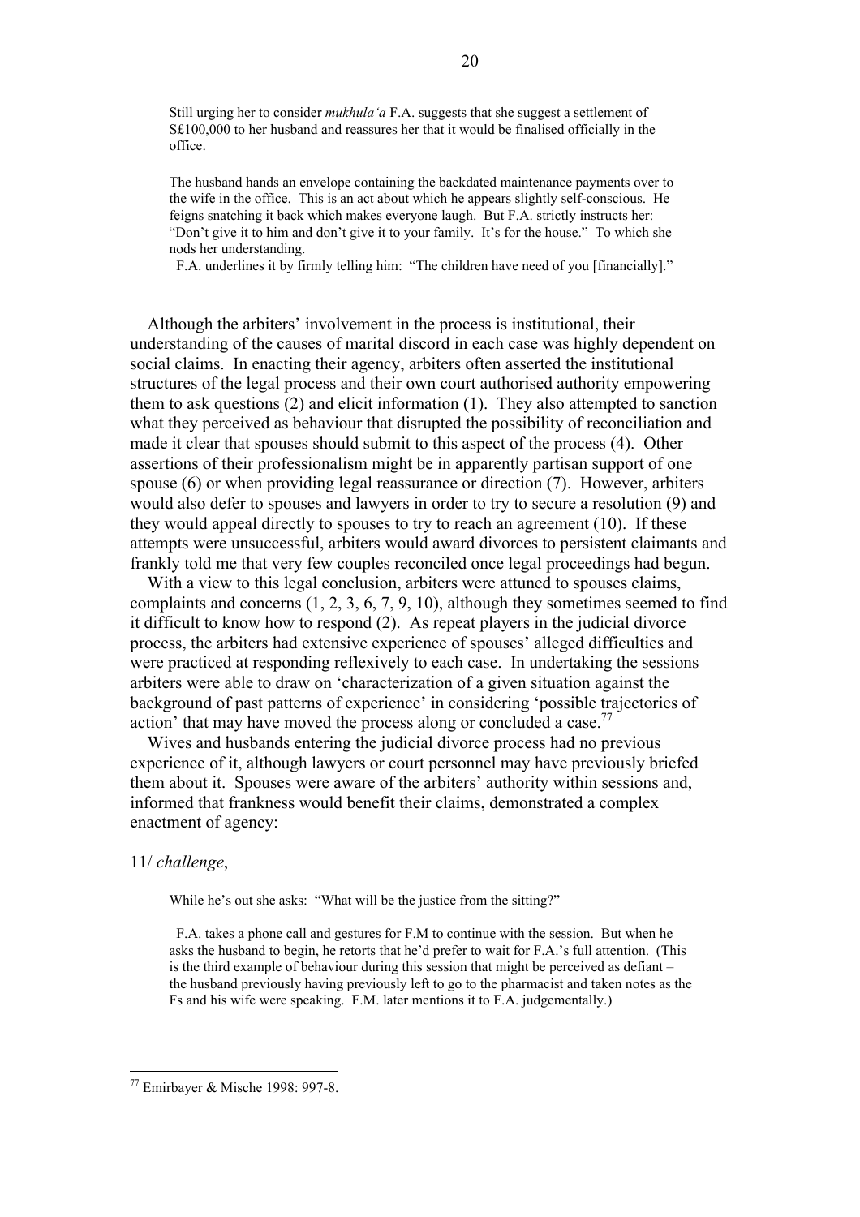> Still urging her to consider *mukhula'a* F.A. suggests that she suggest a settlement of S£100,000 to her husband and reassures her that it would be finalised officially in the office.
>
> The husband hands an envelope containing the backdated maintenance payments over to the wife in the office. This is an act about which he appears slightly self-conscious. He feigns snatching it back which makes everyone laugh. But F.A. strictly instructs her: "Don't give it to him and don't give it to your family. It's for the house." To which she nods her understanding.
>
> F.A. underlines it by firmly telling him: "The children have need of you [financially]."

Although the arbiters' involvement in the process is institutional, their understanding of the causes of marital discord in each case was highly dependent on social claims. In enacting their agency, arbiters often asserted the institutional structures of the legal process and their own court authorised authority empowering them to ask questions (2) and elicit information (1). They also attempted to sanction what they perceived as behaviour that disrupted the possibility of reconciliation and made it clear that spouses should submit to this aspect of the process (4). Other assertions of their professionalism might be in apparently partisan support of one spouse (6) or when providing legal reassurance or direction (7). However, arbiters would also defer to spouses and lawyers in order to try to secure a resolution (9) and they would appeal directly to spouses to try to reach an agreement (10). If these attempts were unsuccessful, arbiters would award divorces to persistent claimants and frankly told me that very few couples reconciled once legal proceedings had begun.

With a view to this legal conclusion, arbiters were attuned to spouses claims, complaints and concerns (1, 2, 3, 6, 7, 9, 10), although they sometimes seemed to find it difficult to know how to respond (2). As repeat players in the judicial divorce process, the arbiters had extensive experience of spouses' alleged difficulties and were practiced at responding reflexively to each case. In undertaking the sessions arbiters were able to draw on 'characterization of a given situation against the background of past patterns of experience' in considering 'possible trajectories of action' that may have moved the process along or concluded a case.[77]

Wives and husbands entering the judicial divorce process had no previous experience of it, although lawyers or court personnel may have previously briefed them about it. Spouses were aware of the arbiters' authority within sessions and, informed that frankness would benefit their claims, demonstrated a complex enactment of agency:

11/ *challenge*,

> While he's out she asks: "What will be the justice from the sitting?"
>
> F.A. takes a phone call and gestures for F.M to continue with the session. But when he asks the husband to begin, he retorts that he'd prefer to wait for F.A.'s full attention. (This is the third example of behaviour during this session that might be perceived as defiant – the husband previously having left to go to the pharmacist and taken notes as the Fs and his wife were speaking. F.M. later mentions it to F.A. judgementally.)

---

[77] Emirbayer & Mische 1998: 997-8.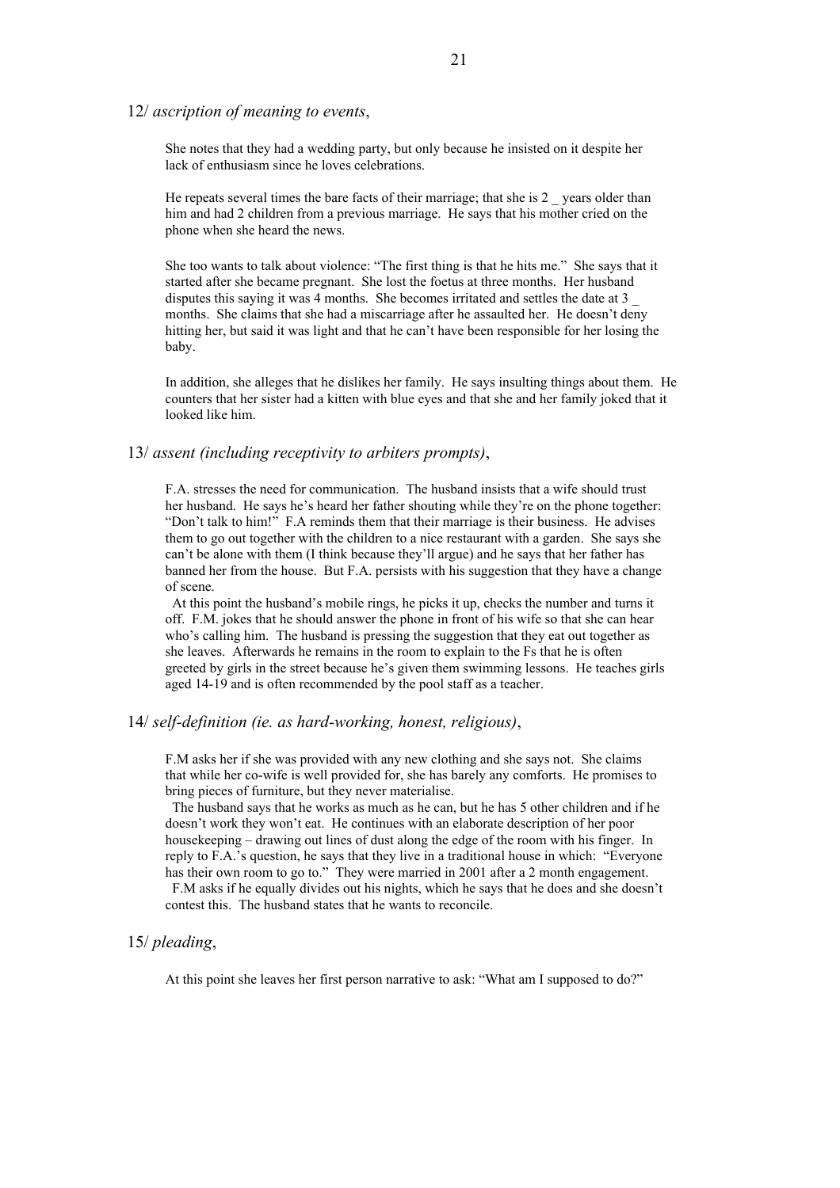12/ *ascription of meaning to events*,

She notes that they had a wedding party, but only because he insisted on it despite her lack of enthusiasm since he loves celebrations.

He repeats several times the bare facts of their marriage; that she is 2 _ years older than him and had 2 children from a previous marriage. He says that his mother cried on the phone when she heard the news.

She too wants to talk about violence: "The first thing is that he hits me." She says that it started after she became pregnant. She lost the foetus at three months. Her husband disputes this saying it was 4 months. She becomes irritated and settles the date at 3 _ months. She claims that she had a miscarriage after he assaulted her. He doesn't deny hitting her, but said it was light and that he can't have been responsible for her losing the baby.

In addition, she alleges that he dislikes her family. He says insulting things about them. He counters that her sister had a kitten with blue eyes and that she and her family joked that it looked like him.

13/ *assent (including receptivity to arbiters prompts)*,

F.A. stresses the need for communication. The husband insists that a wife should trust her husband. He says he's heard her father shouting while they're on the phone together: "Don't talk to him!" F.A reminds them that their marriage is their business. He advises them to go out together with the children to a nice restaurant with a garden. She says she can't be alone with them (I think because they'll argue) and he says that her father has banned her from the house. But F.A. persists with his suggestion that they have a change of scene.

At this point the husband's mobile rings, he picks it up, checks the number and turns it off. F.M. jokes that he should answer the phone in front of his wife so that she can hear who's calling him. The husband is pressing the suggestion that they eat out together as she leaves. Afterwards he remains in the room to explain to the Fs that he is often greeted by girls in the street because he's given them swimming lessons. He teaches girls aged 14-19 and is often recommended by the pool staff as a teacher.

14/ *self-definition (ie. as hard-working, honest, religious)*,

F.M asks her if she was provided with any new clothing and she says not. She claims that while her co-wife is well provided for, she has barely any comforts. He promises to bring pieces of furniture, but they never materialise.

The husband says that he works as much as he can, but he has 5 other children and if he doesn't work they won't eat. He continues with an elaborate description of her poor housekeeping – drawing out lines of dust along the edge of the room with his finger. In reply to F.A.'s question, he says that they live in a traditional house in which: "Everyone has their own room to go to." They were married in 2001 after a 2 month engagement.

F.M asks if he equally divides out his nights, which he says that he does and she doesn't contest this. The husband states that he wants to reconcile.

15/ *pleading*,

At this point she leaves her first person narrative to ask: "What am I supposed to do?"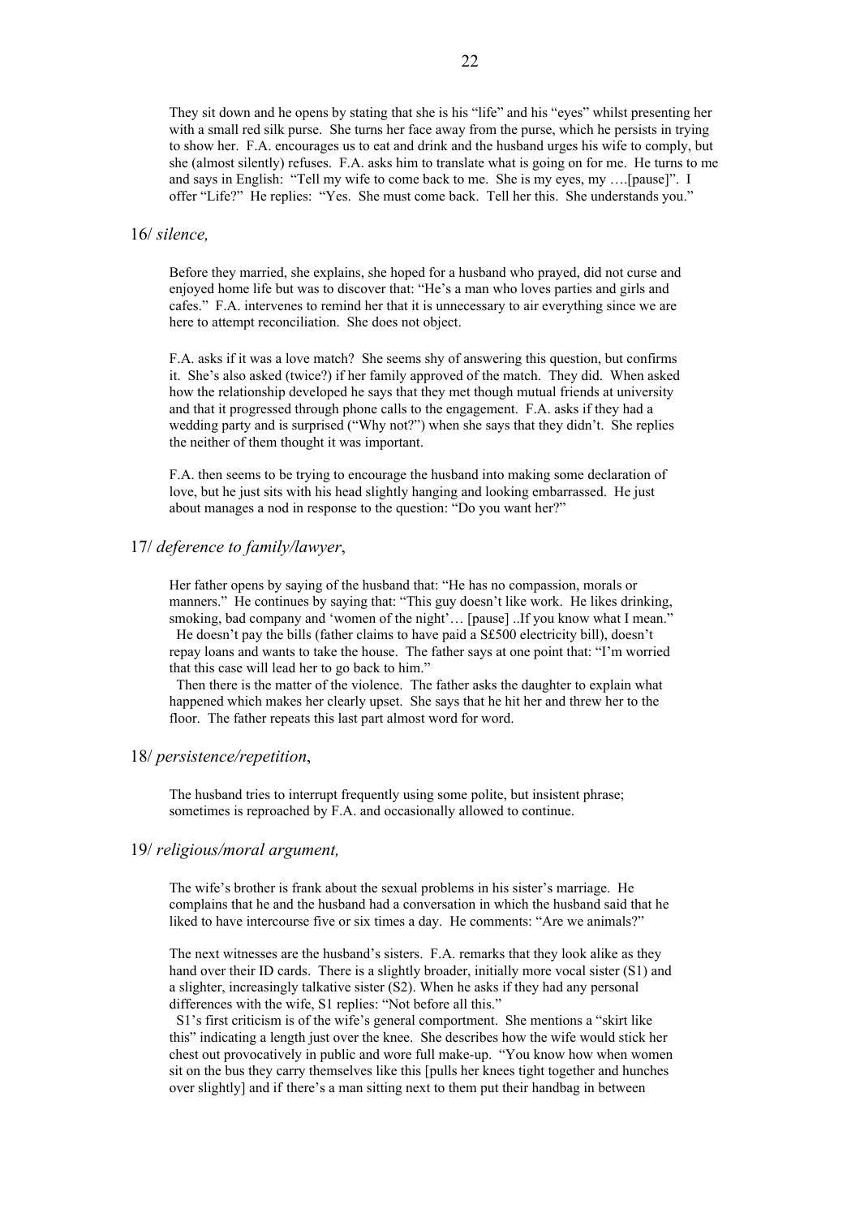They sit down and he opens by stating that she is his "life" and his "eyes" whilst presenting her with a small red silk purse. She turns her face away from the purse, which he persists in trying to show her. F.A. encourages us to eat and drink and the husband urges his wife to comply, but she (almost silently) refuses. F.A. asks him to translate what is going on for me. He turns to me and says in English: "Tell my wife to come back to me. She is my eyes, my ….[pause]". I offer "Life?" He replies: "Yes. She must come back. Tell her this. She understands you."

16/ *silence,*

Before they married, she explains, she hoped for a husband who prayed, did not curse and enjoyed home life but was to discover that: "He's a man who loves parties and girls and cafes." F.A. intervenes to remind her that it is unnecessary to air everything since we are here to attempt reconciliation. She does not object.

F.A. asks if it was a love match? She seems shy of answering this question, but confirms it. She's also asked (twice?) if her family approved of the match. They did. When asked how the relationship developed he says that they met though mutual friends at university and that it progressed through phone calls to the engagement. F.A. asks if they had a wedding party and is surprised ("Why not?") when she says that they didn't. She replies the neither of them thought it was important.

F.A. then seems to be trying to encourage the husband into making some declaration of love, but he just sits with his head slightly hanging and looking embarrassed. He just about manages a nod in response to the question: "Do you want her?"

17/ *deference to family/lawyer*,

Her father opens by saying of the husband that: "He has no compassion, morals or manners." He continues by saying that: "This guy doesn't like work. He likes drinking, smoking, bad company and 'women of the night'… [pause] ..If you know what I mean." He doesn't pay the bills (father claims to have paid a S£500 electricity bill), doesn't repay loans and wants to take the house. The father says at one point that: "I'm worried that this case will lead her to go back to him."

Then there is the matter of the violence. The father asks the daughter to explain what happened which makes her clearly upset. She says that he hit her and threw her to the floor. The father repeats this last part almost word for word.

18/ *persistence/repetition*,

The husband tries to interrupt frequently using some polite, but insistent phrase; sometimes is reproached by F.A. and occasionally allowed to continue.

19/ *religious/moral argument,*

The wife's brother is frank about the sexual problems in his sister's marriage. He complains that he and the husband had a conversation in which the husband said that he liked to have intercourse five or six times a day. He comments: "Are we animals?"

The next witnesses are the husband's sisters. F.A. remarks that they look alike as they hand over their ID cards. There is a slightly broader, initially more vocal sister (S1) and a slighter, increasingly talkative sister (S2). When he asks if they had any personal differences with the wife, S1 replies: "Not before all this."

S1's first criticism is of the wife's general comportment. She mentions a "skirt like this" indicating a length just over the knee. She describes how the wife would stick her chest out provocatively in public and wore full make-up. "You know how when women sit on the bus they carry themselves like this [pulls her knees tight together and hunches over slightly] and if there's a man sitting next to them put their handbag in between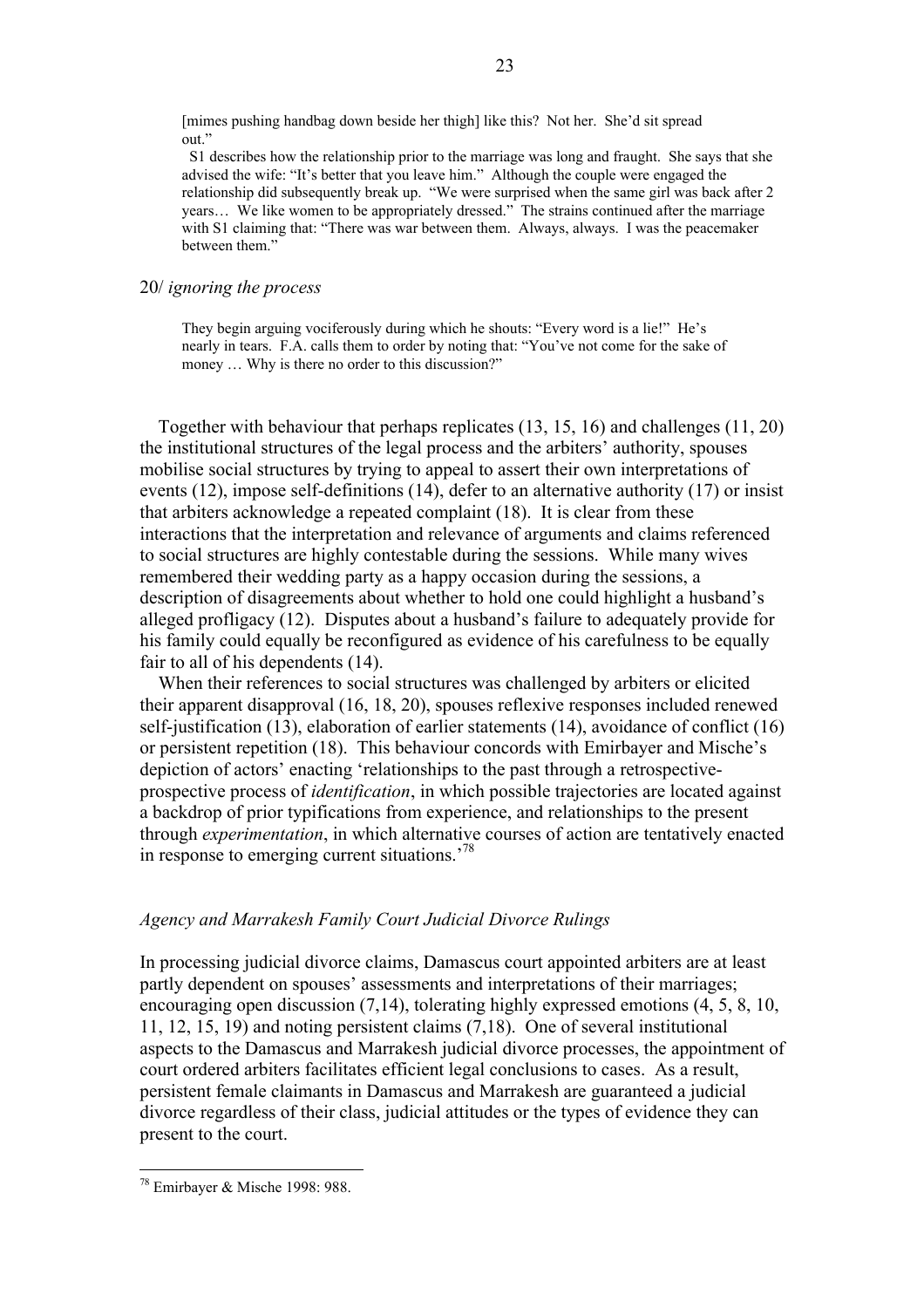> [mimes pushing handbag down beside her thigh] like this? Not her. She'd sit spread out."
>
> S1 describes how the relationship prior to the marriage was long and fraught. She says that she advised the wife: "It's better that you leave him." Although the couple were engaged the relationship did subsequently break up. "We were surprised when the same girl was back after 2 years… We like women to be appropriately dressed." The strains continued after the marriage with S1 claiming that: "There was war between them. Always, always. I was the peacemaker between them."

20/ *ignoring the process*

> They begin arguing vociferously during which he shouts: "Every word is a lie!" He's nearly in tears. F.A. calls them to order by noting that: "You've not come for the sake of money … Why is there no order to this discussion?"

Together with behaviour that perhaps replicates (13, 15, 16) and challenges (11, 20) the institutional structures of the legal process and the arbiters' authority, spouses mobilise social structures by trying to appeal to assert their own interpretations of events (12), impose self-definitions (14), defer to an alternative authority (17) or insist that arbiters acknowledge a repeated complaint (18). It is clear from these interactions that the interpretation and relevance of arguments and claims referenced to social structures are highly contestable during the sessions. While many wives remembered their wedding party as a happy occasion during the sessions, a description of disagreements about whether to hold one could highlight a husband's alleged profligacy (12). Disputes about a husband's failure to adequately provide for his family could equally be reconfigured as evidence of his carefulness to be equally fair to all of his dependents (14).

When their references to social structures was challenged by arbiters or elicited their apparent disapproval (16, 18, 20), spouses reflexive responses included renewed self-justification (13), elaboration of earlier statements (14), avoidance of conflict (16) or persistent repetition (18). This behaviour concords with Emirbayer and Mische's depiction of actors' enacting 'relationships to the past through a retrospective-prospective process of *identification*, in which possible trajectories are located against a backdrop of prior typifications from experience, and relationships to the present through *experimentation*, in which alternative courses of action are tentatively enacted in response to emerging current situations.'[78]

### *Agency and Marrakesh Family Court Judicial Divorce Rulings*

In processing judicial divorce claims, Damascus court appointed arbiters are at least partly dependent on spouses' assessments and interpretations of their marriages; encouraging open discussion (7,14), tolerating highly expressed emotions (4, 5, 8, 10, 11, 12, 15, 19) and noting persistent claims (7,18). One of several institutional aspects to the Damascus and Marrakesh judicial divorce processes, the appointment of court ordered arbiters facilitates efficient legal conclusions to cases. As a result, persistent female claimants in Damascus and Marrakesh are guaranteed a judicial divorce regardless of their class, judicial attitudes or the types of evidence they can present to the court.

---

[78] Emirbayer & Mische 1998: 988.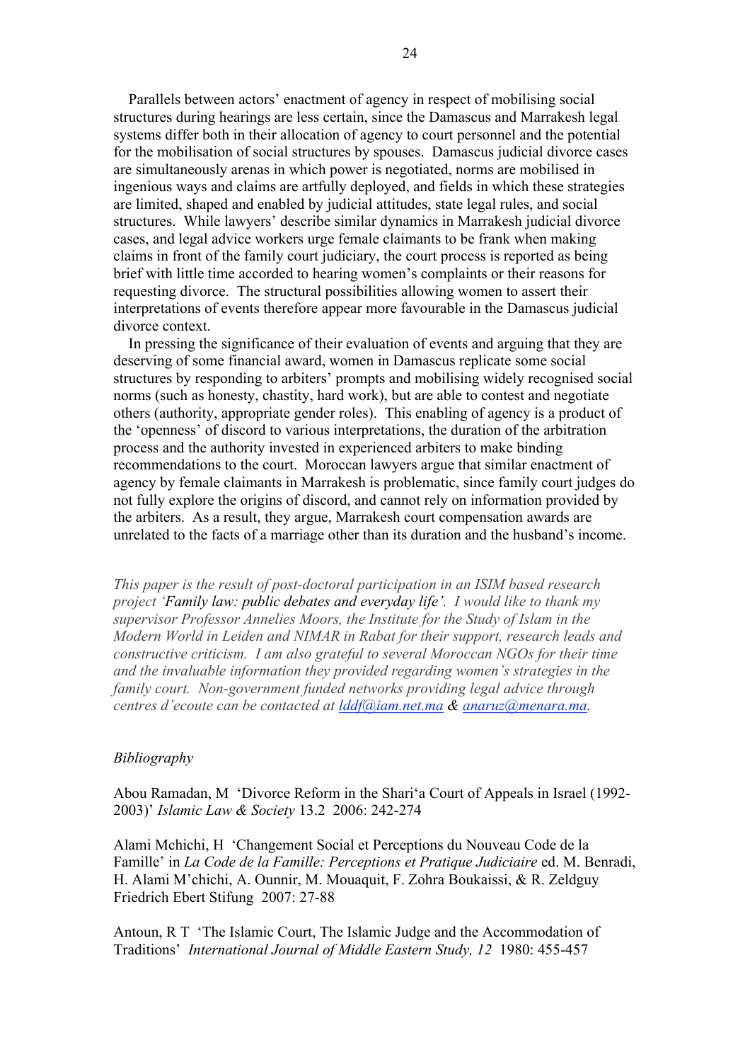Parallels between actors' enactment of agency in respect of mobilising social structures during hearings are less certain, since the Damascus and Marrakesh legal systems differ both in their allocation of agency to court personnel and the potential for the mobilisation of social structures by spouses. Damascus judicial divorce cases are simultaneously arenas in which power is negotiated, norms are mobilised in ingenious ways and claims are artfully deployed, and fields in which these strategies are limited, shaped and enabled by judicial attitudes, state legal rules, and social structures. While lawyers' describe similar dynamics in Marrakesh judicial divorce cases, and legal advice workers urge female claimants to be frank when making claims in front of the family court judiciary, the court process is reported as being brief with little time accorded to hearing women's complaints or their reasons for requesting divorce. The structural possibilities allowing women to assert their interpretations of events therefore appear more favourable in the Damascus judicial divorce context.

In pressing the significance of their evaluation of events and arguing that they are deserving of some financial award, women in Damascus replicate some social structures by responding to arbiters' prompts and mobilising widely recognised social norms (such as honesty, chastity, hard work), but are able to contest and negotiate others (authority, appropriate gender roles). This enabling of agency is a product of the 'openness' of discord to various interpretations, the duration of the arbitration process and the authority invested in experienced arbiters to make binding recommendations to the court. Moroccan lawyers argue that similar enactment of agency by female claimants in Marrakesh is problematic, since family court judges do not fully explore the origins of discord, and cannot rely on information provided by the arbiters. As a result, they argue, Marrakesh court compensation awards are unrelated to the facts of a marriage other than its duration and the husband's income.

*This paper is the result of post-doctoral participation in an ISIM based research project 'Family law: public debates and everyday life'. I would like to thank my supervisor Professor Annelies Moors, the Institute for the Study of Islam in the Modern World in Leiden and NIMAR in Rabat for their support, research leads and constructive criticism. I am also grateful to several Moroccan NGOs for their time and the invaluable information they provided regarding women's strategies in the family court. Non-government funded networks providing legal advice through centres d'ecoute can be contacted at lddf@iam.net.ma & anaruz@menara.ma.*

*Bibliography*

Abou Ramadan, M 'Divorce Reform in the Shari'a Court of Appeals in Israel (1992-2003)' *Islamic Law & Society* 13.2 2006: 242-274

Alami Mchichi, H 'Changement Social et Perceptions du Nouveau Code de la Famille' in *La Code de la Famille: Perceptions et Pratique Judiciaire* ed. M. Benradi, H. Alami M'chichi, A. Ounnir, M. Mouaquit, F. Zohra Boukaissi, & R. Zeldguy Friedrich Ebert Stifung 2007: 27-88

Antoun, R T 'The Islamic Court, The Islamic Judge and the Accommodation of Traditions' *International Journal of Middle Eastern Study, 12* 1980: 455-457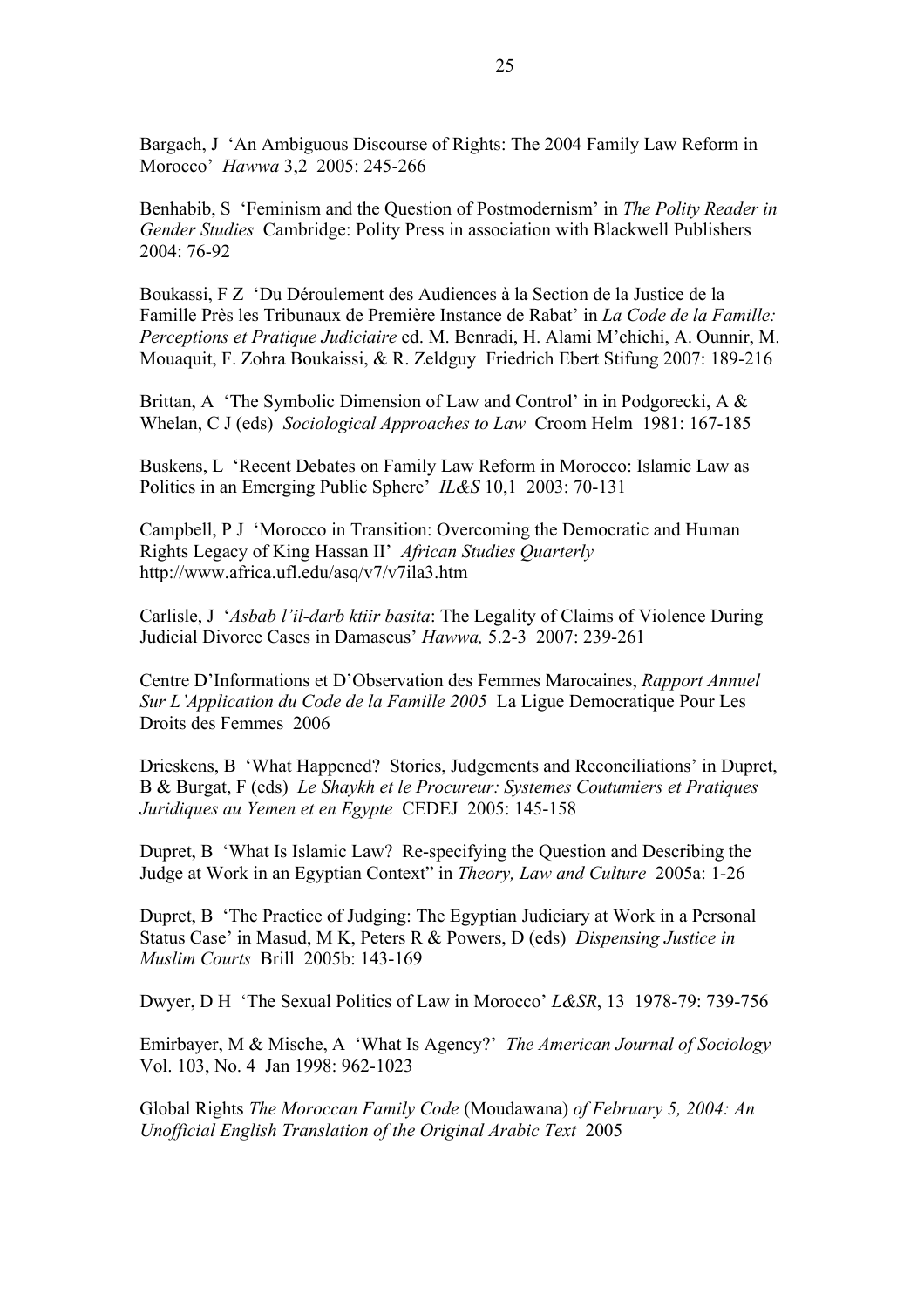Bargach, J 'An Ambiguous Discourse of Rights: The 2004 Family Law Reform in Morocco' *Hawwa* 3,2 2005: 245-266

Benhabib, S 'Feminism and the Question of Postmodernism' in *The Polity Reader in Gender Studies* Cambridge: Polity Press in association with Blackwell Publishers 2004: 76-92

Boukassi, F Z 'Du Déroulement des Audiences à la Section de la Justice de la Famille Près les Tribunaux de Première Instance de Rabat' in *La Code de la Famille: Perceptions et Pratique Judiciaire* ed. M. Benradi, H. Alami M'chichi, A. Ounnir, M. Mouaquit, F. Zohra Boukaissi, & R. Zeldguy Friedrich Ebert Stifung 2007: 189-216

Brittan, A 'The Symbolic Dimension of Law and Control' in in Podgorecki, A & Whelan, C J (eds) *Sociological Approaches to Law* Croom Helm 1981: 167-185

Buskens, L 'Recent Debates on Family Law Reform in Morocco: Islamic Law as Politics in an Emerging Public Sphere' *IL&S* 10,1 2003: 70-131

Campbell, P J 'Morocco in Transition: Overcoming the Democratic and Human Rights Legacy of King Hassan II' *African Studies Quarterly* http://www.africa.ufl.edu/asq/v7/v7ila3.htm

Carlisle, J '*Asbab l'il-darb ktiir basita*: The Legality of Claims of Violence During Judicial Divorce Cases in Damascus' *Hawwa,* 5.2-3 2007: 239-261

Centre D'Informations et D'Observation des Femmes Marocaines, *Rapport Annuel Sur L'Application du Code de la Famille 2005* La Ligue Democratique Pour Les Droits des Femmes 2006

Drieskens, B 'What Happened? Stories, Judgements and Reconciliations' in Dupret, B & Burgat, F (eds) *Le Shaykh et le Procureur: Systemes Coutumiers et Pratiques Juridiques au Yemen et en Egypte* CEDEJ 2005: 145-158

Dupret, B 'What Is Islamic Law? Re-specifying the Question and Describing the Judge at Work in an Egyptian Context" in *Theory, Law and Culture* 2005a: 1-26

Dupret, B 'The Practice of Judging: The Egyptian Judiciary at Work in a Personal Status Case' in Masud, M K, Peters R & Powers, D (eds) *Dispensing Justice in Muslim Courts* Brill 2005b: 143-169

Dwyer, D H 'The Sexual Politics of Law in Morocco' *L&SR*, 13 1978-79: 739-756

Emirbayer, M & Mische, A 'What Is Agency?' *The American Journal of Sociology* Vol. 103, No. 4 Jan 1998: 962-1023

Global Rights *The Moroccan Family Code* (Moudawana) *of February 5, 2004: An Unofficial English Translation of the Original Arabic Text* 2005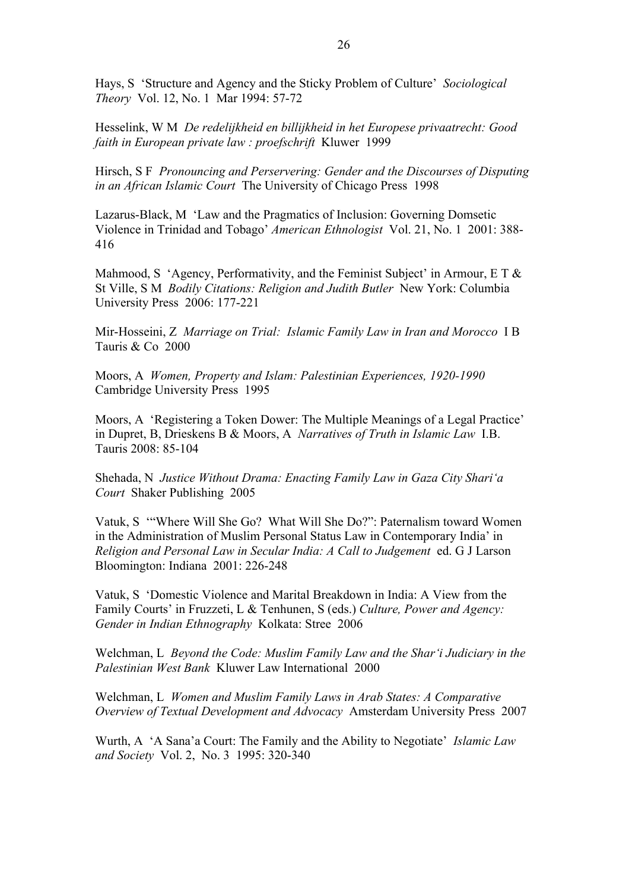Hays, S 'Structure and Agency and the Sticky Problem of Culture' *Sociological Theory* Vol. 12, No. 1 Mar 1994: 57-72

Hesselink, W M *De redelijkheid en billijkheid in het Europese privaatrecht: Good faith in European private law : proefschrift* Kluwer 1999

Hirsch, S F *Pronouncing and Perservering: Gender and the Discourses of Disputing in an African Islamic Court* The University of Chicago Press 1998

Lazarus-Black, M 'Law and the Pragmatics of Inclusion: Governing Domsetic Violence in Trinidad and Tobago' *American Ethnologist* Vol. 21, No. 1 2001: 388-416

Mahmood, S 'Agency, Performativity, and the Feminist Subject' in Armour, E T & St Ville, S M *Bodily Citations: Religion and Judith Butler* New York: Columbia University Press 2006: 177-221

Mir-Hosseini, Z *Marriage on Trial: Islamic Family Law in Iran and Morocco* I B Tauris & Co 2000

Moors, A *Women, Property and Islam: Palestinian Experiences, 1920-1990* Cambridge University Press 1995

Moors, A 'Registering a Token Dower: The Multiple Meanings of a Legal Practice' in Dupret, B, Drieskens B & Moors, A *Narratives of Truth in Islamic Law* I.B. Tauris 2008: 85-104

Shehada, N *Justice Without Drama: Enacting Family Law in Gaza City Shari'a Court* Shaker Publishing 2005

Vatuk, S '"Where Will She Go? What Will She Do?": Paternalism toward Women in the Administration of Muslim Personal Status Law in Contemporary India' in *Religion and Personal Law in Secular India: A Call to Judgement* ed. G J Larson Bloomington: Indiana 2001: 226-248

Vatuk, S 'Domestic Violence and Marital Breakdown in India: A View from the Family Courts' in Fruzzeti, L & Tenhunen, S (eds.) *Culture, Power and Agency: Gender in Indian Ethnography* Kolkata: Stree 2006

Welchman, L *Beyond the Code: Muslim Family Law and the Shar'i Judiciary in the Palestinian West Bank* Kluwer Law International 2000

Welchman, L *Women and Muslim Family Laws in Arab States: A Comparative Overview of Textual Development and Advocacy* Amsterdam University Press 2007

Wurth, A 'A Sana'a Court: The Family and the Ability to Negotiate' *Islamic Law and Society* Vol. 2, No. 3 1995: 320-340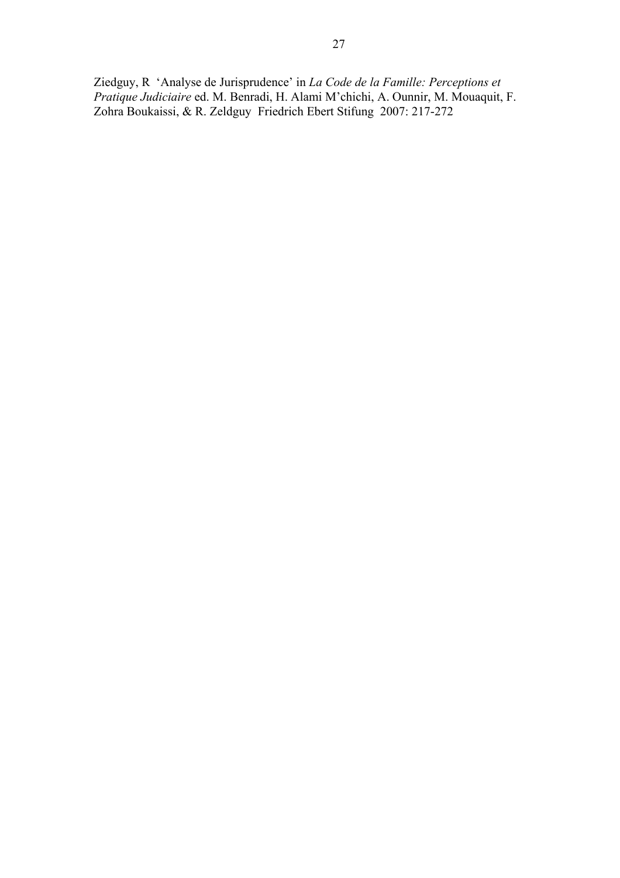Ziedguy, R 'Analyse de Jurisprudence' in *La Code de la Famille: Perceptions et Pratique Judiciaire* ed. M. Benradi, H. Alami M'chichi, A. Ounnir, M. Mouaquit, F. Zohra Boukaissi, & R. Zeldguy Friedrich Ebert Stifung 2007: 217-272